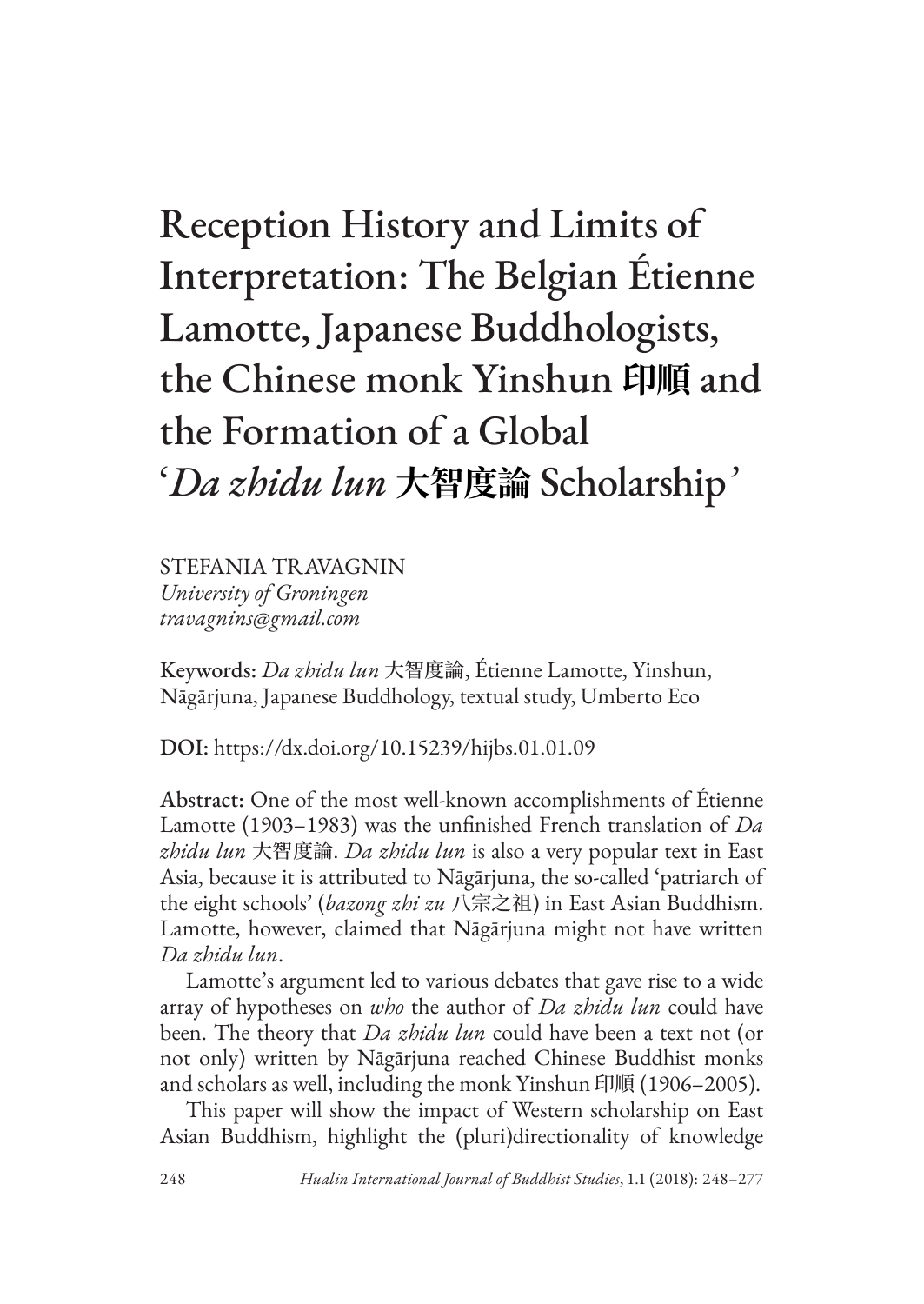# Reception History and Limits of Interpretation: The Belgian Étienne Lamotte, Japanese Buddhologists, the Chinese monk Yinshun 印顺 and the Formation of a Global '*Da zhidu lun* 大智度論 Scholarship'

STEFANIA TRAVAGNIN
*University of Groningen*
*travagnins@gmail.com*

**Keywords:** *Da zhidu lun* 大智度論, Étienne Lamotte, Yinshun, Nāgārjuna, Japanese Buddhology, textual study, Umberto Eco

**DOI:** https://dx.doi.org/10.15239/hijbs.01.01.09

**Abstract:** One of the most well-known accomplishments of Étienne Lamotte (1903–1983) was the unfinished French translation of *Da zhidu lun* 大智度論. *Da zhidu lun* is also a very popular text in East Asia, because it is attributed to Nāgārjuna, the so-called 'patriarch of the eight schools' (*bazong zhi zu* 八宗之祖) in East Asian Buddhism. Lamotte, however, claimed that Nāgārjuna might not have written *Da zhidu lun*.

Lamotte's argument led to various debates that gave rise to a wide array of hypotheses on *who* the author of *Da zhidu lun* could have been. The theory that *Da zhidu lun* could have been a text not (or not only) written by Nāgārjuna reached Chinese Buddhist monks and scholars as well, including the monk Yinshun 印順 (1906–2005).

This paper will show the impact of Western scholarship on East Asian Buddhism, highlight the (pluri)directionality of knowledge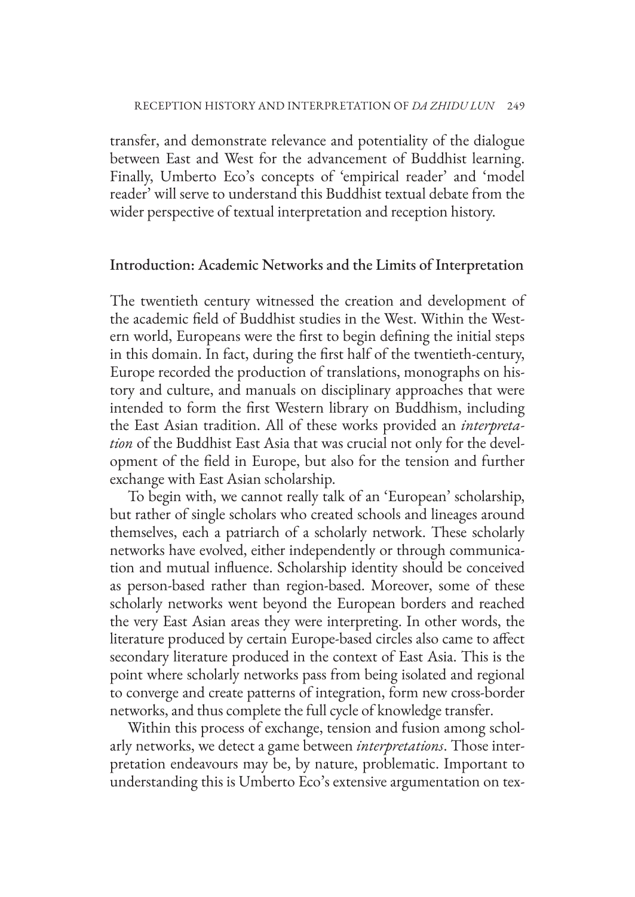transfer, and demonstrate relevance and potentiality of the dialogue between East and West for the advancement of Buddhist learning. Finally, Umberto Eco's concepts of 'empirical reader' and 'model reader' will serve to understand this Buddhist textual debate from the wider perspective of textual interpretation and reception history.

## Introduction: Academic Networks and the Limits of Interpretation

The twentieth century witnessed the creation and development of the academic field of Buddhist studies in the West. Within the Western world, Europeans were the first to begin defining the initial steps in this domain. In fact, during the first half of the twentieth-century, Europe recorded the production of translations, monographs on history and culture, and manuals on disciplinary approaches that were intended to form the first Western library on Buddhism, including the East Asian tradition. All of these works provided an *interpretation* of the Buddhist East Asia that was crucial not only for the development of the field in Europe, but also for the tension and further exchange with East Asian scholarship.

To begin with, we cannot really talk of an 'European' scholarship, but rather of single scholars who created schools and lineages around themselves, each a patriarch of a scholarly network. These scholarly networks have evolved, either independently or through communication and mutual influence. Scholarship identity should be conceived as person-based rather than region-based. Moreover, some of these scholarly networks went beyond the European borders and reached the very East Asian areas they were interpreting. In other words, the literature produced by certain Europe-based circles also came to affect secondary literature produced in the context of East Asia. This is the point where scholarly networks pass from being isolated and regional to converge and create patterns of integration, form new cross-border networks, and thus complete the full cycle of knowledge transfer.

Within this process of exchange, tension and fusion among scholarly networks, we detect a game between *interpretations*. Those interpretation endeavours may be, by nature, problematic. Important to understanding this is Umberto Eco's extensive argumentation on tex-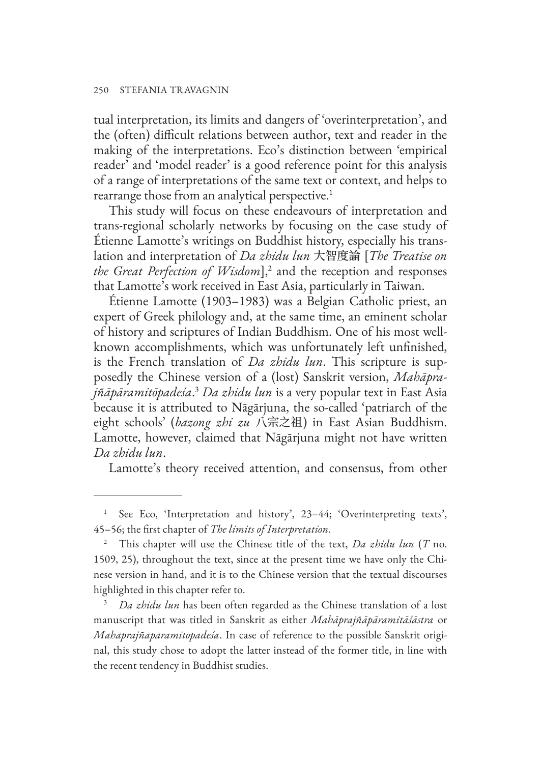tual interpretation, its limits and dangers of 'overinterpretation', and the (often) difficult relations between author, text and reader in the making of the interpretations. Eco's distinction between 'empirical reader' and 'model reader' is a good reference point for this analysis of a range of interpretations of the same text or context, and helps to rearrange those from an analytical perspective.[1]

This study will focus on these endeavours of interpretation and trans-regional scholarly networks by focusing on the case study of Étienne Lamotte's writings on Buddhist history, especially his translation and interpretation of *Da zhidu lun* 大智度論 [*The Treatise on the Great Perfection of Wisdom*],[2] and the reception and responses that Lamotte's work received in East Asia, particularly in Taiwan.

Étienne Lamotte (1903–1983) was a Belgian Catholic priest, an expert of Greek philology and, at the same time, an eminent scholar of history and scriptures of Indian Buddhism. One of his most well-known accomplishments, which was unfortunately left unfinished, is the French translation of *Da zhidu lun*. This scripture is supposedly the Chinese version of a (lost) Sanskrit version, *Mahāprajñāpāramitōpadeśa*.[3] *Da zhidu lun* is a very popular text in East Asia because it is attributed to Nāgārjuna, the so-called 'patriarch of the eight schools' (*bazong zhi zu* 八宗之祖) in East Asian Buddhism. Lamotte, however, claimed that Nāgārjuna might not have written *Da zhidu lun*.

Lamotte's theory received attention, and consensus, from other

---

[1] See Eco, 'Interpretation and history', 23–44; 'Overinterpreting texts', 45–56; the first chapter of *The limits of Interpretation*.

[2] This chapter will use the Chinese title of the text, *Da zhidu lun* (*T* no. 1509, 25), throughout the text, since at the present time we have only the Chinese version in hand, and it is to the Chinese version that the textual discourses highlighted in this chapter refer to.

[3] *Da zhidu lun* has been often regarded as the Chinese translation of a lost manuscript that was titled in Sanskrit as either *Mahāprajñāpāramitāśāstra* or *Mahāprajñāpāramitōpadeśa*. In case of reference to the possible Sanskrit original, this study chose to adopt the latter instead of the former title, in line with the recent tendency in Buddhist studies.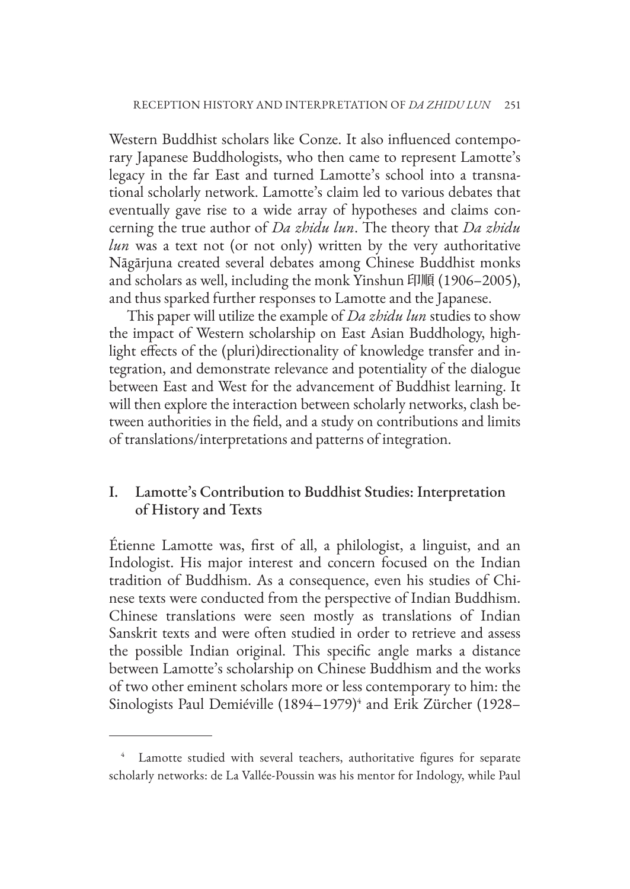Western Buddhist scholars like Conze. It also influenced contemporary Japanese Buddhologists, who then came to represent Lamotte's legacy in the far East and turned Lamotte's school into a transnational scholarly network. Lamotte's claim led to various debates that eventually gave rise to a wide array of hypotheses and claims concerning the true author of *Da zhidu lun*. The theory that *Da zhidu lun* was a text not (or not only) written by the very authoritative Nāgārjuna created several debates among Chinese Buddhist monks and scholars as well, including the monk Yinshun 印順 (1906–2005), and thus sparked further responses to Lamotte and the Japanese.

This paper will utilize the example of *Da zhidu lun* studies to show the impact of Western scholarship on East Asian Buddhology, highlight effects of the (pluri)directionality of knowledge transfer and integration, and demonstrate relevance and potentiality of the dialogue between East and West for the advancement of Buddhist learning. It will then explore the interaction between scholarly networks, clash between authorities in the field, and a study on contributions and limits of translations/interpretations and patterns of integration.

## I. Lamotte's Contribution to Buddhist Studies: Interpretation of History and Texts

Étienne Lamotte was, first of all, a philologist, a linguist, and an Indologist. His major interest and concern focused on the Indian tradition of Buddhism. As a consequence, even his studies of Chinese texts were conducted from the perspective of Indian Buddhism. Chinese translations were seen mostly as translations of Indian Sanskrit texts and were often studied in order to retrieve and assess the possible Indian original. This specific angle marks a distance between Lamotte's scholarship on Chinese Buddhism and the works of two other eminent scholars more or less contemporary to him: the Sinologists Paul Demiéville (1894–1979)[4] and Erik Zürcher (1928–

[4] Lamotte studied with several teachers, authoritative figures for separate scholarly networks: de La Vallée-Poussin was his mentor for Indology, while Paul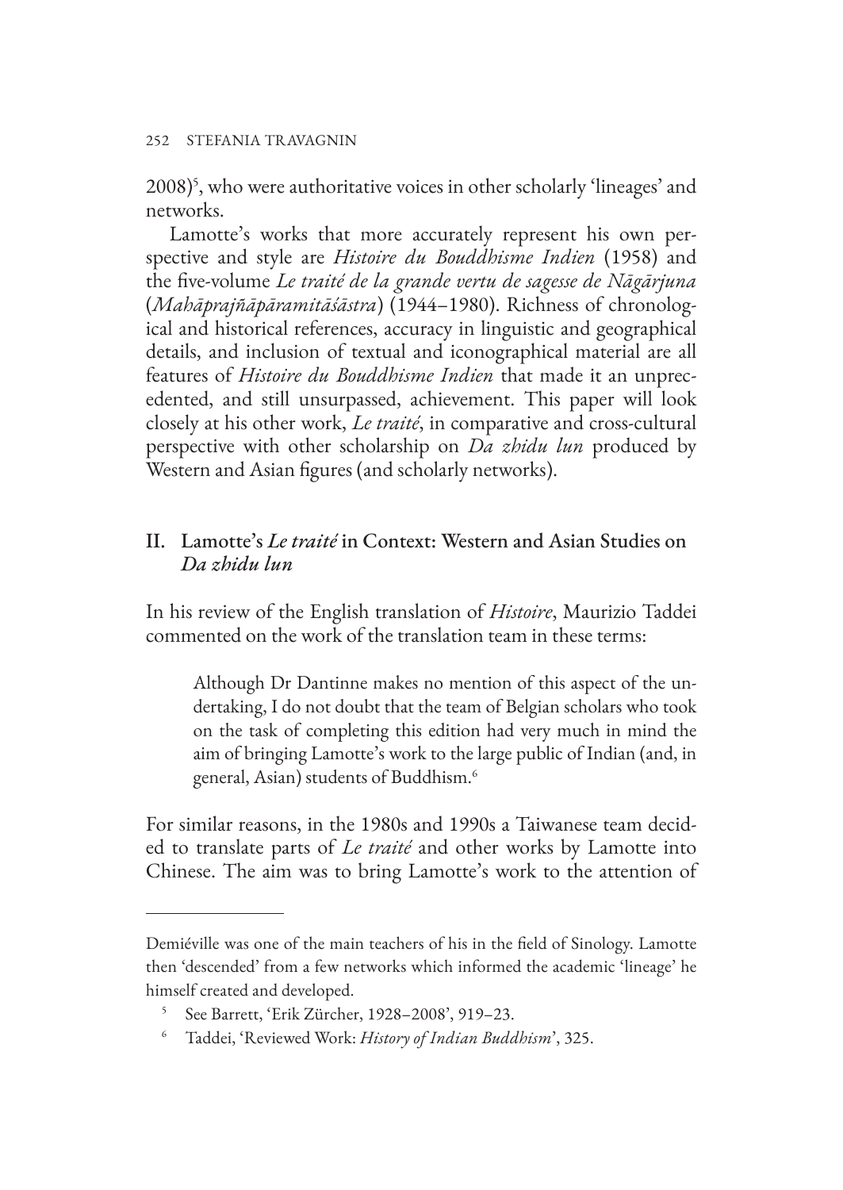2008)[5], who were authoritative voices in other scholarly 'lineages' and networks.

Lamotte's works that more accurately represent his own perspective and style are *Histoire du Bouddhisme Indien* (1958) and the five-volume *Le traité de la grande vertu de sagesse de Nāgārjuna* (*Mahāprajñāpāramitāśāstra*) (1944–1980). Richness of chronological and historical references, accuracy in linguistic and geographical details, and inclusion of textual and iconographical material are all features of *Histoire du Bouddhisme Indien* that made it an unprecedented, and still unsurpassed, achievement. This paper will look closely at his other work, *Le traité*, in comparative and cross-cultural perspective with other scholarship on *Da zhidu lun* produced by Western and Asian figures (and scholarly networks).

## II. Lamotte's *Le traité* in Context: Western and Asian Studies on *Da zhidu lun*

In his review of the English translation of *Histoire*, Maurizio Taddei commented on the work of the translation team in these terms:

> Although Dr Dantinne makes no mention of this aspect of the undertaking, I do not doubt that the team of Belgian scholars who took on the task of completing this edition had very much in mind the aim of bringing Lamotte's work to the large public of Indian (and, in general, Asian) students of Buddhism.[6]

For similar reasons, in the 1980s and 1990s a Taiwanese team decided to translate parts of *Le traité* and other works by Lamotte into Chinese. The aim was to bring Lamotte's work to the attention of

---

Demiéville was one of the main teachers of his in the field of Sinology. Lamotte then 'descended' from a few networks which informed the academic 'lineage' he himself created and developed.

[5] See Barrett, 'Erik Zürcher, 1928–2008', 919–23.

[6] Taddei, 'Reviewed Work: *History of Indian Buddhism*', 325.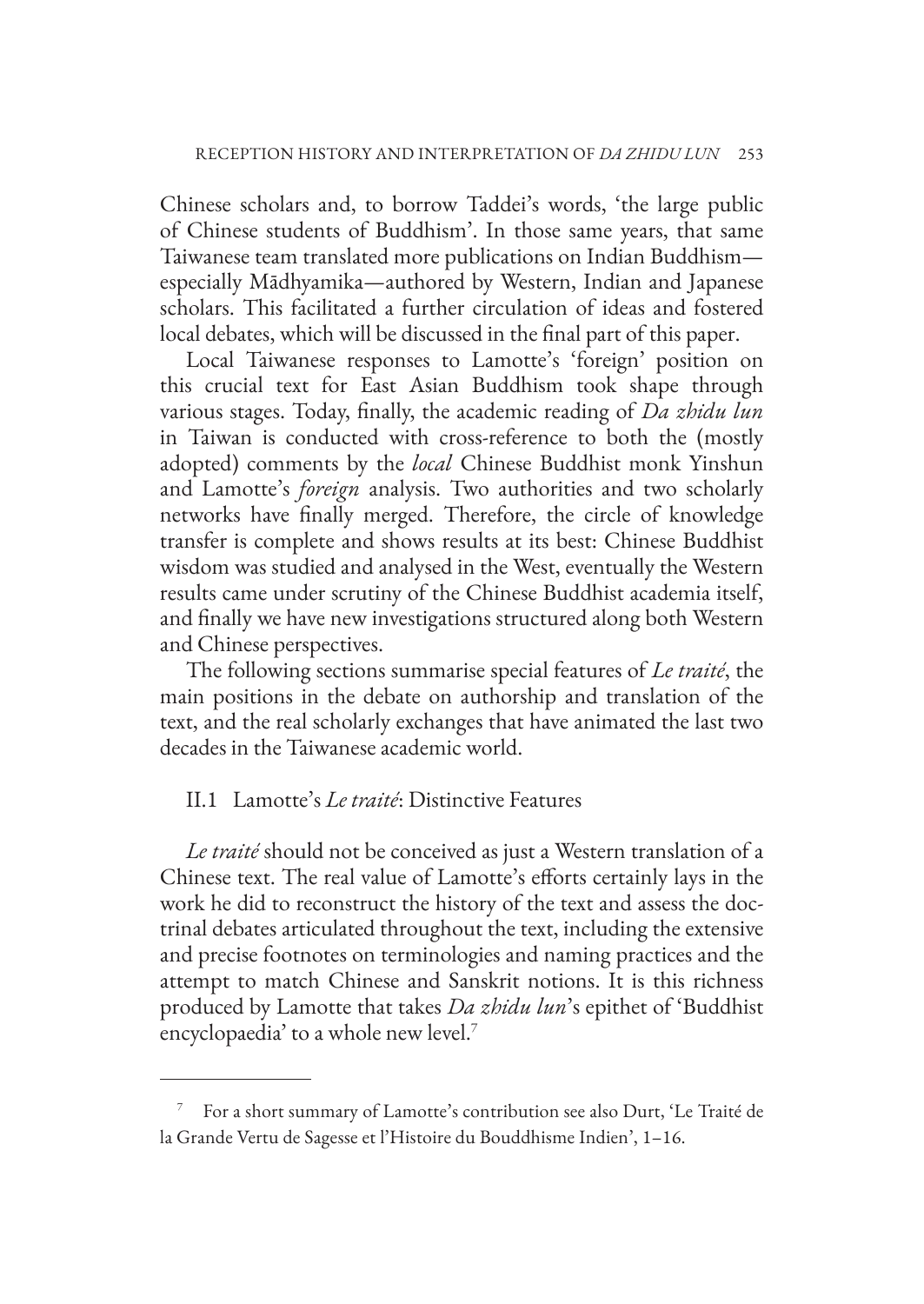Chinese scholars and, to borrow Taddei's words, 'the large public of Chinese students of Buddhism'. In those same years, that same Taiwanese team translated more publications on Indian Buddhism—especially Mādhyamika—authored by Western, Indian and Japanese scholars. This facilitated a further circulation of ideas and fostered local debates, which will be discussed in the final part of this paper.

Local Taiwanese responses to Lamotte's 'foreign' position on this crucial text for East Asian Buddhism took shape through various stages. Today, finally, the academic reading of *Da zhidu lun* in Taiwan is conducted with cross-reference to both the (mostly adopted) comments by the *local* Chinese Buddhist monk Yinshun and Lamotte's *foreign* analysis. Two authorities and two scholarly networks have finally merged. Therefore, the circle of knowledge transfer is complete and shows results at its best: Chinese Buddhist wisdom was studied and analysed in the West, eventually the Western results came under scrutiny of the Chinese Buddhist academia itself, and finally we have new investigations structured along both Western and Chinese perspectives.

The following sections summarise special features of *Le traité*, the main positions in the debate on authorship and translation of the text, and the real scholarly exchanges that have animated the last two decades in the Taiwanese academic world.

## II.1 Lamotte's *Le traité*: Distinctive Features

*Le traité* should not be conceived as just a Western translation of a Chinese text. The real value of Lamotte's efforts certainly lays in the work he did to reconstruct the history of the text and assess the doctrinal debates articulated throughout the text, including the extensive and precise footnotes on terminologies and naming practices and the attempt to match Chinese and Sanskrit notions. It is this richness produced by Lamotte that takes *Da zhidu lun*'s epithet of 'Buddhist encyclopaedia' to a whole new level.[7]

---

[7] For a short summary of Lamotte's contribution see also Durt, 'Le Traité de la Grande Vertu de Sagesse et l'Histoire du Bouddhisme Indien', 1–16.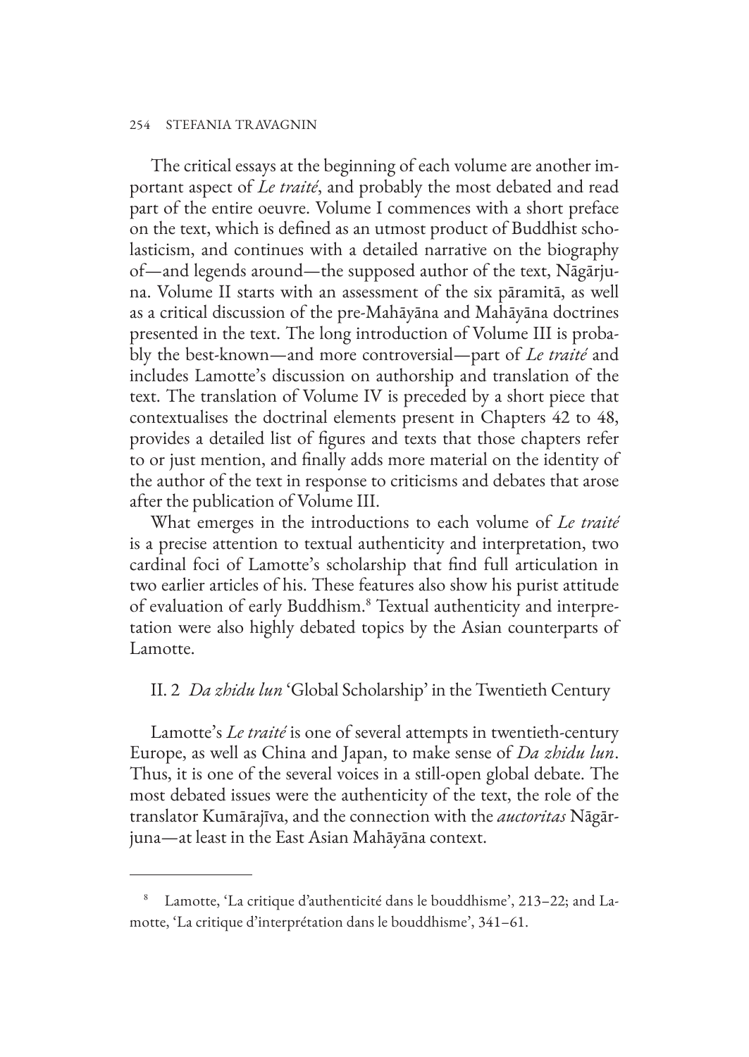The critical essays at the beginning of each volume are another important aspect of *Le traité*, and probably the most debated and read part of the entire oeuvre. Volume I commences with a short preface on the text, which is defined as an utmost product of Buddhist scholasticism, and continues with a detailed narrative on the biography of—and legends around—the supposed author of the text, Nāgārjuna. Volume II starts with an assessment of the six pāramitā, as well as a critical discussion of the pre-Mahāyāna and Mahāyāna doctrines presented in the text. The long introduction of Volume III is probably the best-known—and more controversial—part of *Le traité* and includes Lamotte's discussion on authorship and translation of the text. The translation of Volume IV is preceded by a short piece that contextualises the doctrinal elements present in Chapters 42 to 48, provides a detailed list of figures and texts that those chapters refer to or just mention, and finally adds more material on the identity of the author of the text in response to criticisms and debates that arose after the publication of Volume III.

What emerges in the introductions to each volume of *Le traité* is a precise attention to textual authenticity and interpretation, two cardinal foci of Lamotte's scholarship that find full articulation in two earlier articles of his. These features also show his purist attitude of evaluation of early Buddhism.[8] Textual authenticity and interpretation were also highly debated topics by the Asian counterparts of Lamotte.

## II. 2 *Da zhidu lun* 'Global Scholarship' in the Twentieth Century

Lamotte's *Le traité* is one of several attempts in twentieth-century Europe, as well as China and Japan, to make sense of *Da zhidu lun*. Thus, it is one of the several voices in a still-open global debate. The most debated issues were the authenticity of the text, the role of the translator Kumārajīva, and the connection with the *auctoritas* Nāgārjuna—at least in the East Asian Mahāyāna context.

---

[8] Lamotte, 'La critique d'authenticité dans le bouddhisme', 213–22; and Lamotte, 'La critique d'interprétation dans le bouddhisme', 341–61.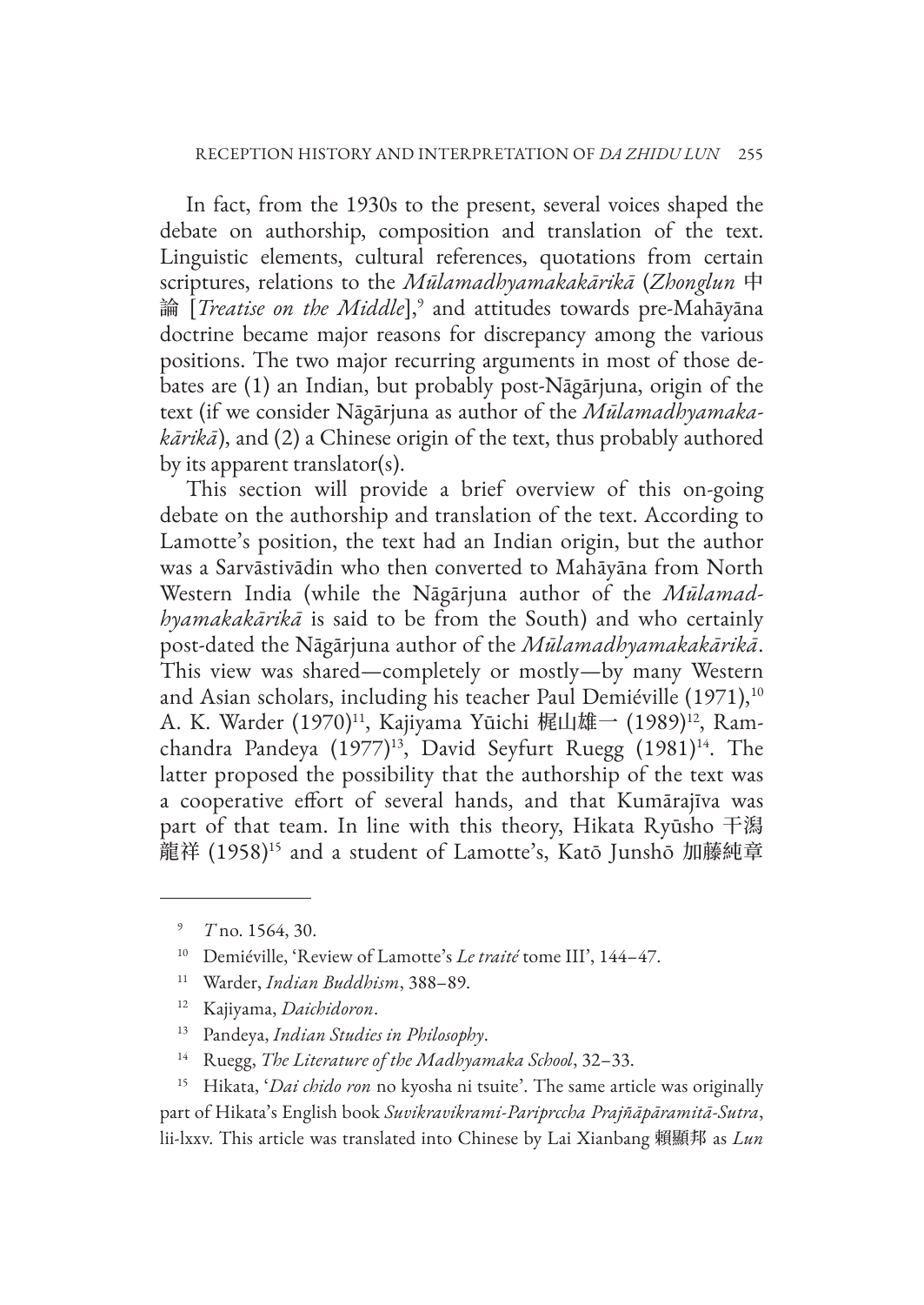In fact, from the 1930s to the present, several voices shaped the debate on authorship, composition and translation of the text. Linguistic elements, cultural references, quotations from certain scriptures, relations to the *Mūlamadhyamakakārikā* (*Zhonglun* 中論 [*Treatise on the Middle*],[9] and attitudes towards pre-Mahāyāna doctrine became major reasons for discrepancy among the various positions. The two major recurring arguments in most of those debates are (1) an Indian, but probably post-Nāgārjuna, origin of the text (if we consider Nāgārjuna as author of the *Mūlamadhyamakakārikā*), and (2) a Chinese origin of the text, thus probably authored by its apparent translator(s).

This section will provide a brief overview of this on-going debate on the authorship and translation of the text. According to Lamotte's position, the text had an Indian origin, but the author was a Sarvāstivādin who then converted to Mahāyāna from North Western India (while the Nāgārjuna author of the *Mūlamadhyamakakārikā* is said to be from the South) and who certainly post-dated the Nāgārjuna author of the *Mūlamadhyamakakārikā*. This view was shared—completely or mostly—by many Western and Asian scholars, including his teacher Paul Demiéville (1971),[10] A. K. Warder (1970)[11], Kajiyama Yūichi 梶山雄一 (1989)[12], Ramchandra Pandeya (1977)[13], David Seyfurt Ruegg (1981)[14]. The latter proposed the possibility that the authorship of the text was a cooperative effort of several hands, and that Kumārajīva was part of that team. In line with this theory, Hikata Ryūsho 干潟龍祥 (1958)[15] and a student of Lamotte's, Katō Junshō 加藤純章

---

[9] *T* no. 1564, 30.

[10] Demiéville, 'Review of Lamotte's *Le traité* tome III', 144–47.

[11] Warder, *Indian Buddhism*, 388–89.

[12] Kajiyama, *Daichidoron*.

[13] Pandeya, *Indian Studies in Philosophy*.

[14] Ruegg, *The Literature of the Madhyamaka School*, 32–33.

[15] Hikata, '*Dai chido ron* no kyosha ni tsuite'. The same article was originally part of Hikata's English book *Suvikravikrami-Pariprccha Prajñāpāramitā-Sutra*, lii-lxxv. This article was translated into Chinese by Lai Xianbang 賴顯邦 as *Lun*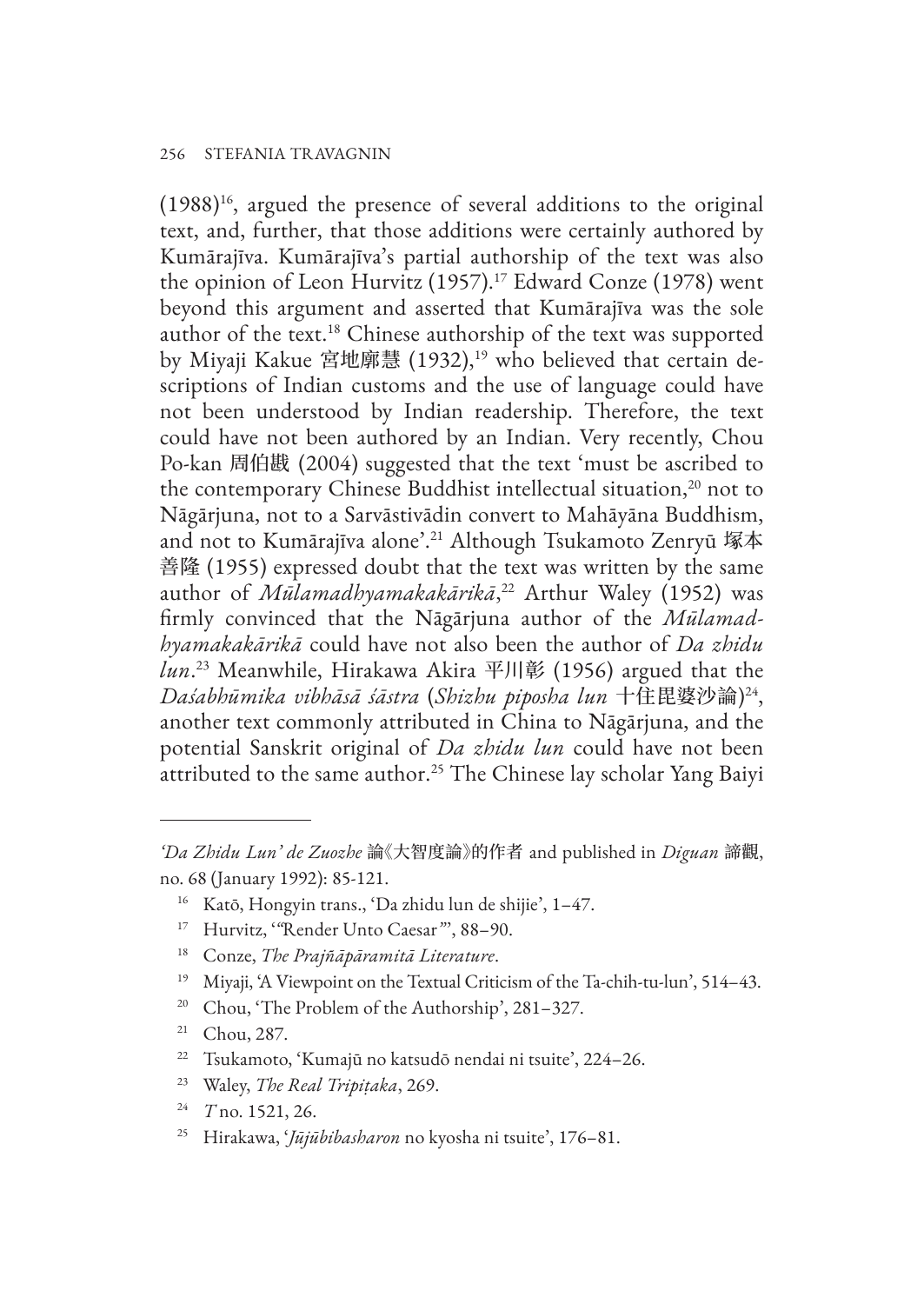(1988)[16], argued the presence of several additions to the original text, and, further, that those additions were certainly authored by Kumārajīva. Kumārajīva's partial authorship of the text was also the opinion of Leon Hurvitz (1957).[17] Edward Conze (1978) went beyond this argument and asserted that Kumārajīva was the sole author of the text.[18] Chinese authorship of the text was supported by Miyaji Kakue 宮地廓慧 (1932),[19] who believed that certain descriptions of Indian customs and the use of language could have not been understood by Indian readership. Therefore, the text could have not been authored by an Indian. Very recently, Chou Po-kan 周伯戡 (2004) suggested that the text 'must be ascribed to the contemporary Chinese Buddhist intellectual situation,[20] not to Nāgārjuna, not to a Sarvāstivādin convert to Mahāyāna Buddhism, and not to Kumārajīva alone'.[21] Although Tsukamoto Zenryū 塚本善隆 (1955) expressed doubt that the text was written by the same author of *Mūlamadhyamakakārikā*,[22] Arthur Waley (1952) was firmly convinced that the Nāgārjuna author of the *Mūlamadhyamakakārikā* could have not also been the author of *Da zhidu lun*.[23] Meanwhile, Hirakawa Akira 平川彰 (1956) argued that the *Daśabhūmika vibhāsā śāstra* (*Shizhu piposha lun* 十住毘婆沙論)[24], another text commonly attributed in China to Nāgārjuna, and the potential Sanskrit original of *Da zhidu lun* could have not been attributed to the same author.[25] The Chinese lay scholar Yang Baiyi

---

*'Da Zhidu Lun' de Zuozhe* 論《大智度論》的作者 and published in *Diguan* 諦觀, no. 68 (January 1992): 85-121.

[16] Katō, Hongyin trans., 'Da zhidu lun de shijie', 1–47.

[17] Hurvitz, '"Render Unto Caesar"', 88–90.

[18] Conze, *The Prajñāpāramitā Literature*.

[19] Miyaji, 'A Viewpoint on the Textual Criticism of the Ta-chih-tu-lun', 514–43.

[20] Chou, 'The Problem of the Authorship', 281–327.

[21] Chou, 287.

[22] Tsukamoto, 'Kumajū no katsudō nendai ni tsuite', 224–26.

[23] Waley, *The Real Tripiṭaka*, 269.

[24] *T* no. 1521, 26.

[25] Hirakawa, '*Jūjūbibasharon* no kyosha ni tsuite', 176–81.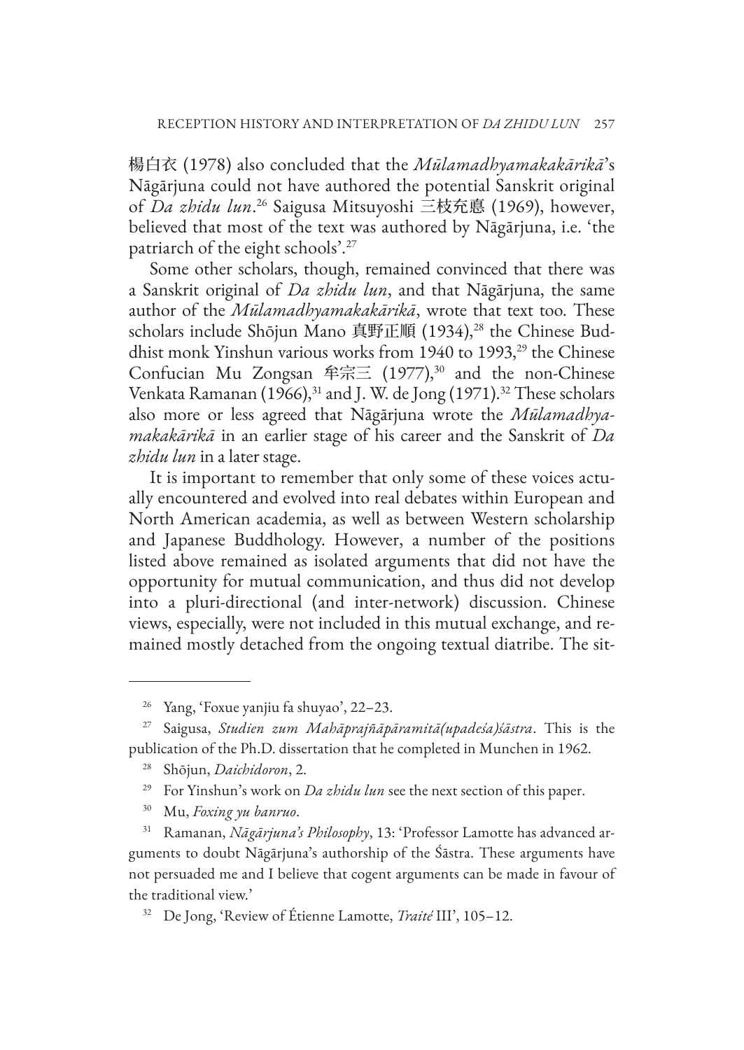楊白衣 (1978) also concluded that the *Mūlamadhyamakakārikā*'s Nāgārjuna could not have authored the potential Sanskrit original of *Da zhidu lun*.[26] Saigusa Mitsuyoshi 三枝充悳 (1969), however, believed that most of the text was authored by Nāgārjuna, i.e. 'the patriarch of the eight schools'.[27]

Some other scholars, though, remained convinced that there was a Sanskrit original of *Da zhidu lun*, and that Nāgārjuna, the same author of the *Mūlamadhyamakakārikā*, wrote that text too. These scholars include Shōjun Mano 真野正順 (1934),[28] the Chinese Buddhist monk Yinshun various works from 1940 to 1993,[29] the Chinese Confucian Mu Zongsan 牟宗三 (1977),[30] and the non-Chinese Venkata Ramanan (1966),[31] and J. W. de Jong (1971).[32] These scholars also more or less agreed that Nāgārjuna wrote the *Mūlamadhyamakakārikā* in an earlier stage of his career and the Sanskrit of *Da zhidu lun* in a later stage.

It is important to remember that only some of these voices actually encountered and evolved into real debates within European and North American academia, as well as between Western scholarship and Japanese Buddhology. However, a number of the positions listed above remained as isolated arguments that did not have the opportunity for mutual communication, and thus did not develop into a pluri-directional (and inter-network) discussion. Chinese views, especially, were not included in this mutual exchange, and remained mostly detached from the ongoing textual diatribe. The sit-

---

[26] Yang, 'Foxue yanjiu fa shuyao', 22–23.

[27] Saigusa, *Studien zum Mahāprajñāpāramitā(upadeśa)śāstra*. This is the publication of the Ph.D. dissertation that he completed in Munchen in 1962.

[28] Shōjun, *Daichidoron*, 2.

[29] For Yinshun's work on *Da zhidu lun* see the next section of this paper.

[30] Mu, *Foxing yu banruo*.

[31] Ramanan, *Nāgārjuna's Philosophy*, 13: 'Professor Lamotte has advanced arguments to doubt Nāgārjuna's authorship of the Śāstra. These arguments have not persuaded me and I believe that cogent arguments can be made in favour of the traditional view.'

[32] De Jong, 'Review of Étienne Lamotte, *Traité* III', 105–12.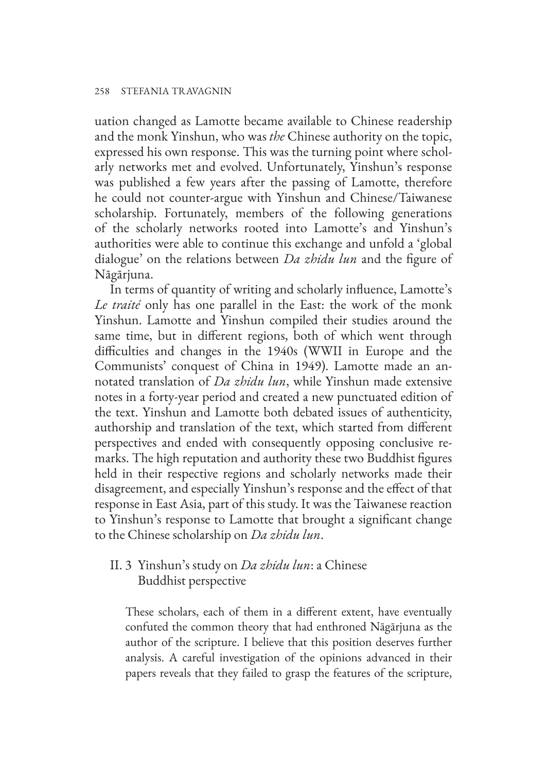uation changed as Lamotte became available to Chinese readership and the monk Yinshun, who was *the* Chinese authority on the topic, expressed his own response. This was the turning point where scholarly networks met and evolved. Unfortunately, Yinshun's response was published a few years after the passing of Lamotte, therefore he could not counter-argue with Yinshun and Chinese/Taiwanese scholarship. Fortunately, members of the following generations of the scholarly networks rooted into Lamotte's and Yinshun's authorities were able to continue this exchange and unfold a 'global dialogue' on the relations between *Da zhidu lun* and the figure of Nāgārjuna.

In terms of quantity of writing and scholarly influence, Lamotte's *Le traité* only has one parallel in the East: the work of the monk Yinshun. Lamotte and Yinshun compiled their studies around the same time, but in different regions, both of which went through difficulties and changes in the 1940s (WWII in Europe and the Communists' conquest of China in 1949). Lamotte made an annotated translation of *Da zhidu lun*, while Yinshun made extensive notes in a forty-year period and created a new punctuated edition of the text. Yinshun and Lamotte both debated issues of authenticity, authorship and translation of the text, which started from different perspectives and ended with consequently opposing conclusive remarks. The high reputation and authority these two Buddhist figures held in their respective regions and scholarly networks made their disagreement, and especially Yinshun's response and the effect of that response in East Asia, part of this study. It was the Taiwanese reaction to Yinshun's response to Lamotte that brought a significant change to the Chinese scholarship on *Da zhidu lun*.

### II. 3 Yinshun's study on *Da zhidu lun*: a Chinese Buddhist perspective

> These scholars, each of them in a different extent, have eventually confuted the common theory that had enthroned Nāgārjuna as the author of the scripture. I believe that this position deserves further analysis. A careful investigation of the opinions advanced in their papers reveals that they failed to grasp the features of the scripture,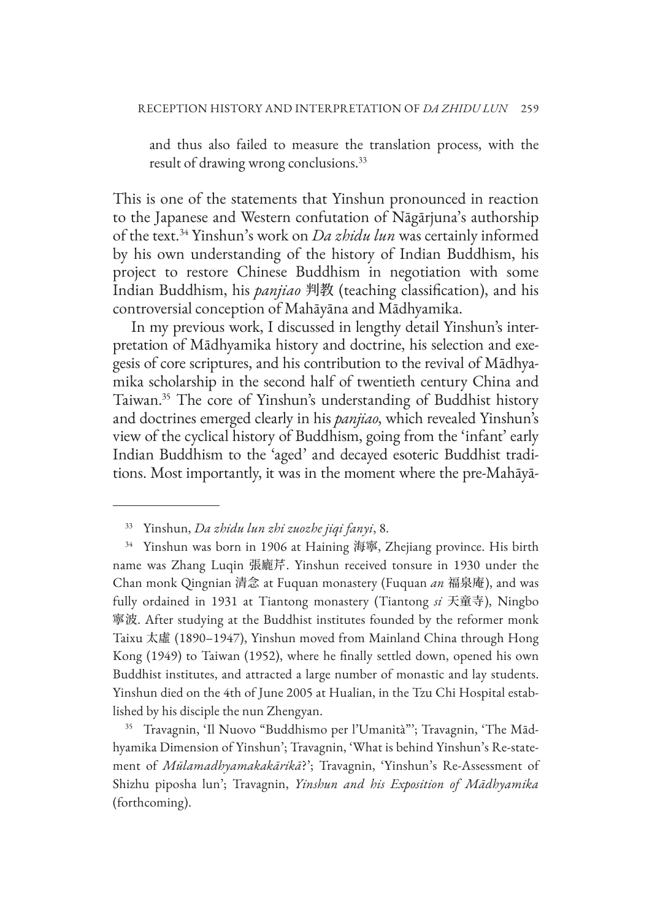and thus also failed to measure the translation process, with the result of drawing wrong conclusions.[33]

This is one of the statements that Yinshun pronounced in reaction to the Japanese and Western confutation of Nāgārjuna's authorship of the text.[34] Yinshun's work on *Da zhidu lun* was certainly informed by his own understanding of the history of Indian Buddhism, his project to restore Chinese Buddhism in negotiation with some Indian Buddhism, his *panjiao* 判教 (teaching classification), and his controversial conception of Mahāyāna and Mādhyamika.

In my previous work, I discussed in lengthy detail Yinshun's interpretation of Mādhyamika history and doctrine, his selection and exegesis of core scriptures, and his contribution to the revival of Mādhyamika scholarship in the second half of twentieth century China and Taiwan.[35] The core of Yinshun's understanding of Buddhist history and doctrines emerged clearly in his *panjiao*, which revealed Yinshun's view of the cyclical history of Buddhism, going from the 'infant' early Indian Buddhism to the 'aged' and decayed esoteric Buddhist traditions. Most importantly, it was in the moment where the pre-Mahāyā-

---

[33] Yinshun, *Da zhidu lun zhi zuozhe jiqi fanyi*, 8.

[34] Yinshun was born in 1906 at Haining 海寧, Zhejiang province. His birth name was Zhang Luqin 張鹿芹. Yinshun received tonsure in 1930 under the Chan monk Qingnian 清念 at Fuquan monastery (Fuquan *an* 福泉庵), and was fully ordained in 1931 at Tiantong monastery (Tiantong *si* 天童寺), Ningbo 寧波. After studying at the Buddhist institutes founded by the reformer monk Taixu 太虛 (1890–1947), Yinshun moved from Mainland China through Hong Kong (1949) to Taiwan (1952), where he finally settled down, opened his own Buddhist institutes, and attracted a large number of monastic and lay students. Yinshun died on the 4th of June 2005 at Hualian, in the Tzu Chi Hospital established by his disciple the nun Zhengyan.

[35] Travagnin, 'Il Nuovo "Buddhismo per l'Umanità"'; Travagnin, 'The Mādhyamika Dimension of Yinshun'; Travagnin, 'What is behind Yinshun's Re-statement of *Mūlamadhyamakakārikā*?'; Travagnin, 'Yinshun's Re-Assessment of Shizhu piposha lun'; Travagnin, *Yinshun and his Exposition of Mādhyamika* (forthcoming).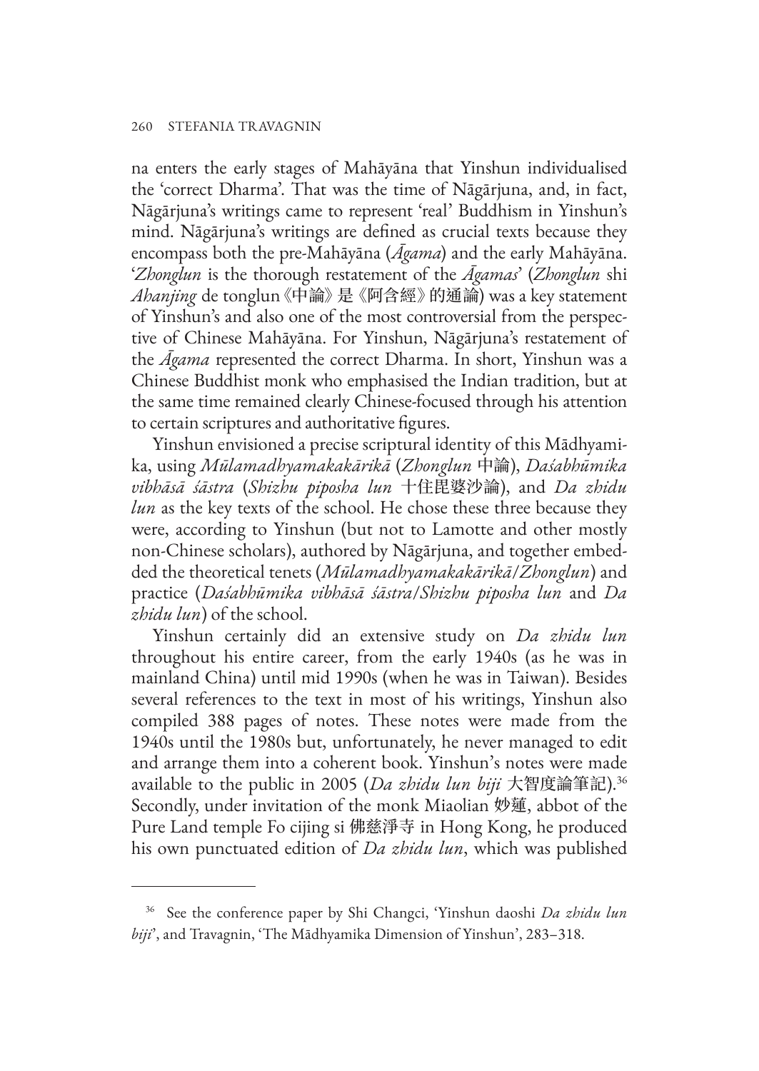na enters the early stages of Mahāyāna that Yinshun individualised the 'correct Dharma'. That was the time of Nāgārjuna, and, in fact, Nāgārjuna's writings came to represent 'real' Buddhism in Yinshun's mind. Nāgārjuna's writings are defined as crucial texts because they encompass both the pre-Mahāyāna (*Āgama*) and the early Mahāyāna. '*Zhonglun* is the thorough restatement of the *Āgamas*' (*Zhonglun* shi *Ahanjing* de tonglun《中論》是《阿含經》的通論) was a key statement of Yinshun's and also one of the most controversial from the perspective of Chinese Mahāyāna. For Yinshun, Nāgārjuna's restatement of the *Āgama* represented the correct Dharma. In short, Yinshun was a Chinese Buddhist monk who emphasised the Indian tradition, but at the same time remained clearly Chinese-focused through his attention to certain scriptures and authoritative figures.

Yinshun envisioned a precise scriptural identity of this Mādhyamika, using *Mūlamadhyamakakārikā* (*Zhonglun* 中論), *Daśabhūmika vibhāsā śāstra* (*Shizhu piposha lun* 十住毘婆沙論), and *Da zhidu lun* as the key texts of the school. He chose these three because they were, according to Yinshun (but not to Lamotte and other mostly non-Chinese scholars), authored by Nāgārjuna, and together embedded the theoretical tenets (*Mūlamadhyamakakārikā*/*Zhonglun*) and practice (*Daśabhūmika vibhāsā śāstra*/*Shizhu piposha lun* and *Da zhidu lun*) of the school.

Yinshun certainly did an extensive study on *Da zhidu lun* throughout his entire career, from the early 1940s (as he was in mainland China) until mid 1990s (when he was in Taiwan). Besides several references to the text in most of his writings, Yinshun also compiled 388 pages of notes. These notes were made from the 1940s until the 1980s but, unfortunately, he never managed to edit and arrange them into a coherent book. Yinshun's notes were made available to the public in 2005 (*Da zhidu lun biji* 大智度論筆記).[36] Secondly, under invitation of the monk Miaolian 妙蓮, abbot of the Pure Land temple Fo cijing si 佛慈淨寺 in Hong Kong, he produced his own punctuated edition of *Da zhidu lun*, which was published

---

[36] See the conference paper by Shi Changci, 'Yinshun daoshi *Da zhidu lun biji*', and Travagnin, 'The Mādhyamika Dimension of Yinshun', 283–318.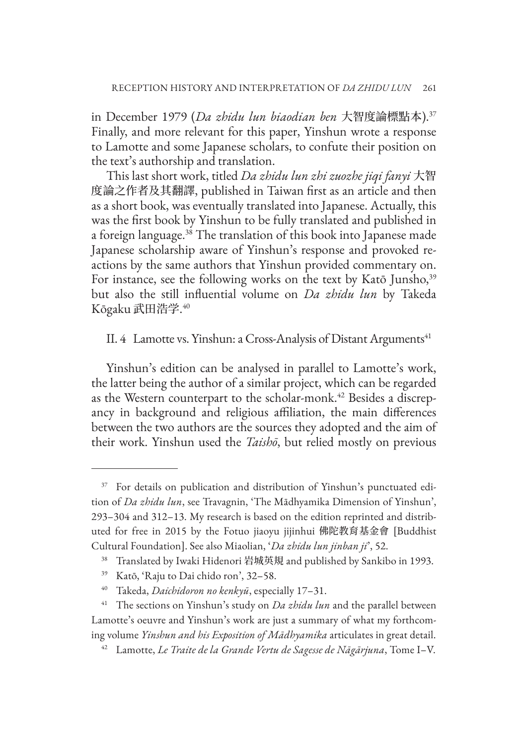in December 1979 (*Da zhidu lun biaodian ben* 大智度論標點本).[37] Finally, and more relevant for this paper, Yinshun wrote a response to Lamotte and some Japanese scholars, to confute their position on the text's authorship and translation.

This last short work, titled *Da zhidu lun zhi zuozhe jiqi fanyi* 大智度論之作者及其翻譯, published in Taiwan first as an article and then as a short book, was eventually translated into Japanese. Actually, this was the first book by Yinshun to be fully translated and published in a foreign language.[38] The translation of this book into Japanese made Japanese scholarship aware of Yinshun's response and provoked reactions by the same authors that Yinshun provided commentary on. For instance, see the following works on the text by Katō Junsho,[39] but also the still influential volume on *Da zhidu lun* by Takeda Kōgaku 武田浩学.[40]

### II. 4 Lamotte vs. Yinshun: a Cross-Analysis of Distant Arguments[41]

Yinshun's edition can be analysed in parallel to Lamotte's work, the latter being the author of a similar project, which can be regarded as the Western counterpart to the scholar-monk.[42] Besides a discrepancy in background and religious affiliation, the main differences between the two authors are the sources they adopted and the aim of their work. Yinshun used the *Taishō*, but relied mostly on previous

---

[37] For details on publication and distribution of Yinshun's punctuated edition of *Da zhidu lun*, see Travagnin, 'The Mādhyamika Dimension of Yinshun', 293–304 and 312–13. My research is based on the edition reprinted and distributed for free in 2015 by the Fotuo jiaoyu jijinhui 佛陀教育基金會 [Buddhist Cultural Foundation]. See also Miaolian, '*Da zhidu lun jinban ji*', 52.

[38] Translated by Iwaki Hidenori 岩城英規 and published by Sankibo in 1993.

[39] Katō, 'Raju to Dai chido ron', 32–58.

[40] Takeda, *Daichidoron no kenkyū*, especially 17–31.

[41] The sections on Yinshun's study on *Da zhidu lun* and the parallel between Lamotte's oeuvre and Yinshun's work are just a summary of what my forthcoming volume *Yinshun and his Exposition of Mādhyamika* articulates in great detail.

[42] Lamotte, *Le Traite de la Grande Vertu de Sagesse de Nāgārjuna*, Tome I–V.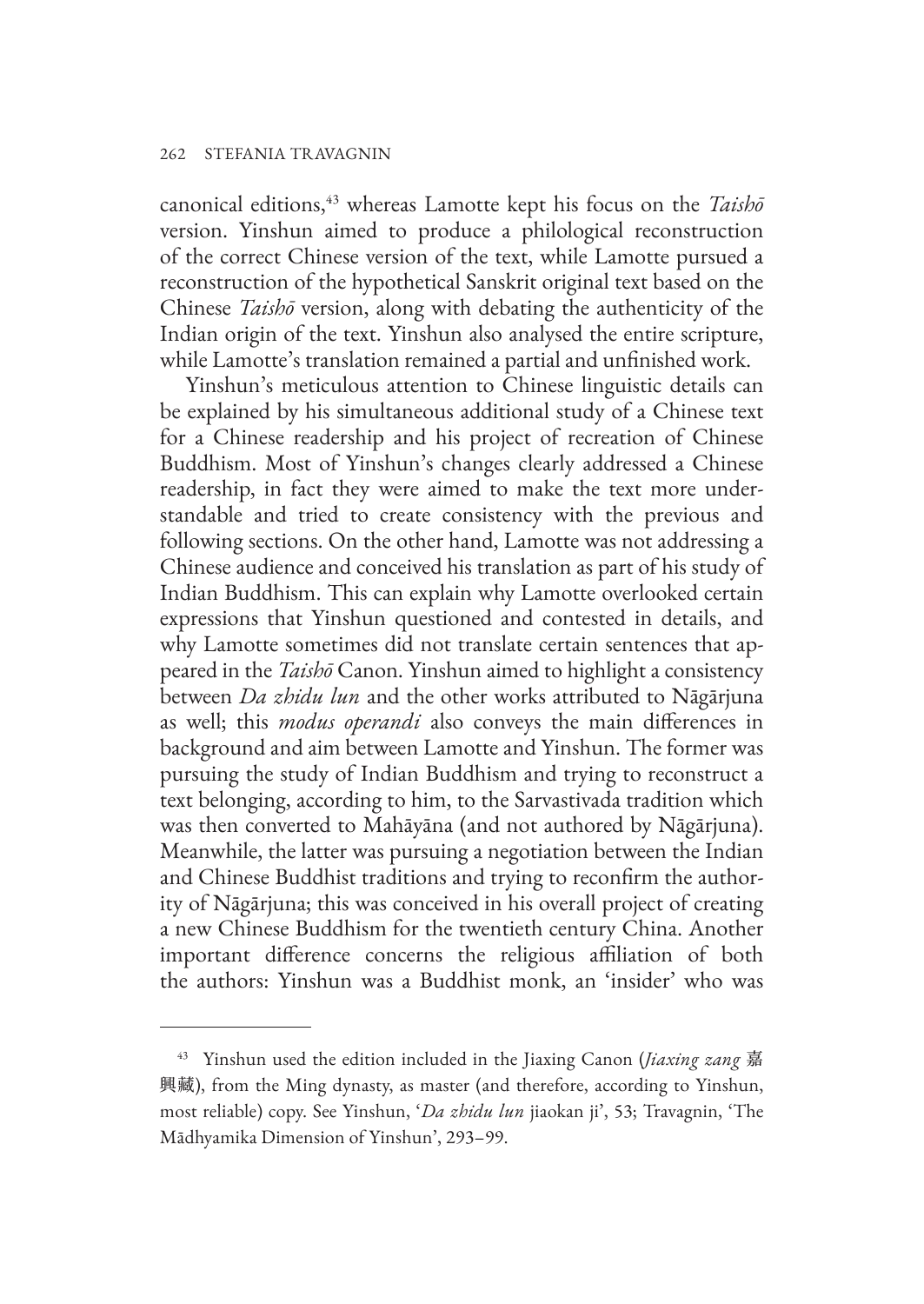canonical editions,[43] whereas Lamotte kept his focus on the *Taishō* version. Yinshun aimed to produce a philological reconstruction of the correct Chinese version of the text, while Lamotte pursued a reconstruction of the hypothetical Sanskrit original text based on the Chinese *Taishō* version, along with debating the authenticity of the Indian origin of the text. Yinshun also analysed the entire scripture, while Lamotte's translation remained a partial and unfinished work.

Yinshun's meticulous attention to Chinese linguistic details can be explained by his simultaneous additional study of a Chinese text for a Chinese readership and his project of recreation of Chinese Buddhism. Most of Yinshun's changes clearly addressed a Chinese readership, in fact they were aimed to make the text more understandable and tried to create consistency with the previous and following sections. On the other hand, Lamotte was not addressing a Chinese audience and conceived his translation as part of his study of Indian Buddhism. This can explain why Lamotte overlooked certain expressions that Yinshun questioned and contested in details, and why Lamotte sometimes did not translate certain sentences that appeared in the *Taishō* Canon. Yinshun aimed to highlight a consistency between *Da zhidu lun* and the other works attributed to Nāgārjuna as well; this *modus operandi* also conveys the main differences in background and aim between Lamotte and Yinshun. The former was pursuing the study of Indian Buddhism and trying to reconstruct a text belonging, according to him, to the Sarvastivada tradition which was then converted to Mahāyāna (and not authored by Nāgārjuna). Meanwhile, the latter was pursuing a negotiation between the Indian and Chinese Buddhist traditions and trying to reconfirm the authority of Nāgārjuna; this was conceived in his overall project of creating a new Chinese Buddhism for the twentieth century China. Another important difference concerns the religious affiliation of both the authors: Yinshun was a Buddhist monk, an 'insider' who was

---

[43] Yinshun used the edition included in the Jiaxing Canon (*Jiaxing zang* 嘉興藏), from the Ming dynasty, as master (and therefore, according to Yinshun, most reliable) copy. See Yinshun, '*Da zhidu lun* jiaokan ji', 53; Travagnin, 'The Mādhyamika Dimension of Yinshun', 293–99.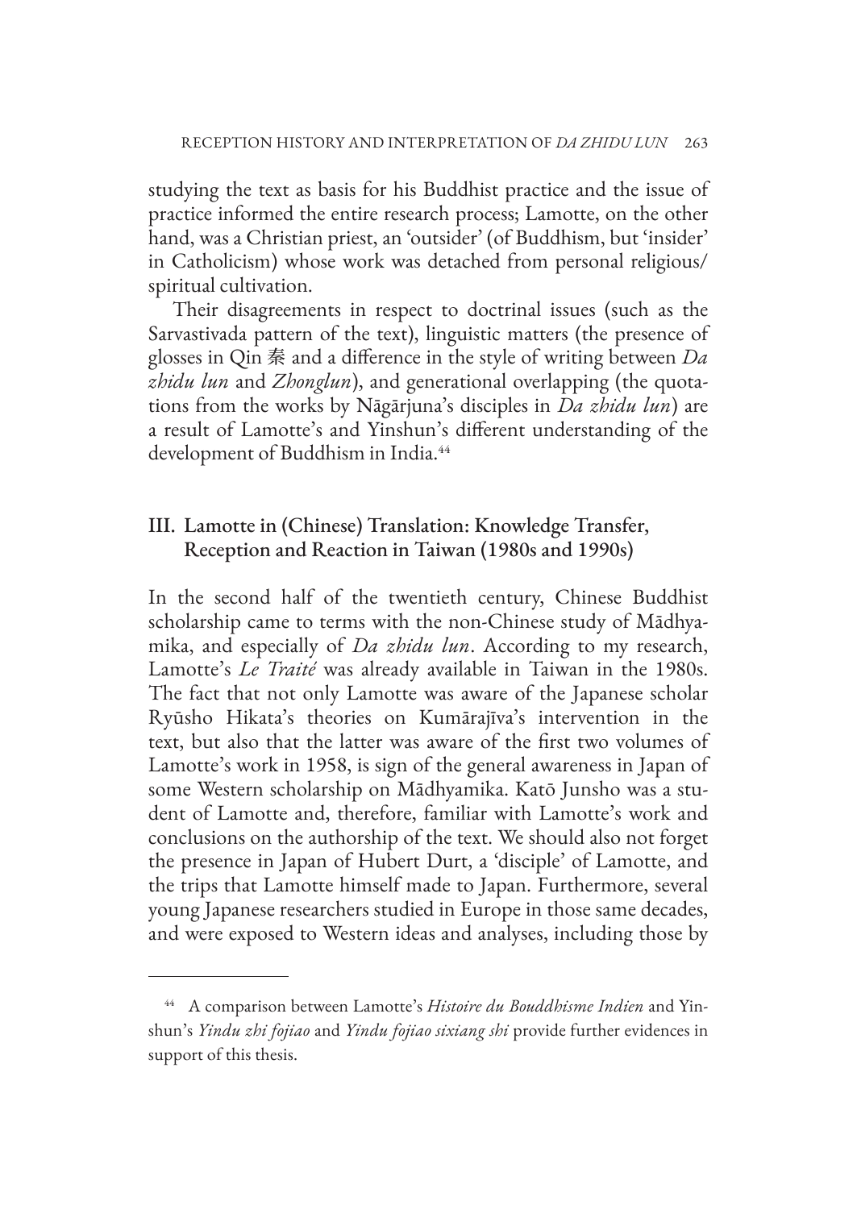studying the text as basis for his Buddhist practice and the issue of practice informed the entire research process; Lamotte, on the other hand, was a Christian priest, an 'outsider' (of Buddhism, but 'insider' in Catholicism) whose work was detached from personal religious/spiritual cultivation.

Their disagreements in respect to doctrinal issues (such as the Sarvastivada pattern of the text), linguistic matters (the presence of glosses in Qin 秦 and a difference in the style of writing between *Da zhidu lun* and *Zhonglun*), and generational overlapping (the quotations from the works by Nāgārjuna's disciples in *Da zhidu lun*) are a result of Lamotte's and Yinshun's different understanding of the development of Buddhism in India.[44]

## III. Lamotte in (Chinese) Translation: Knowledge Transfer, Reception and Reaction in Taiwan (1980s and 1990s)

In the second half of the twentieth century, Chinese Buddhist scholarship came to terms with the non-Chinese study of Mādhyamika, and especially of *Da zhidu lun*. According to my research, Lamotte's *Le Traité* was already available in Taiwan in the 1980s. The fact that not only Lamotte was aware of the Japanese scholar Ryūsho Hikata's theories on Kumārajīva's intervention in the text, but also that the latter was aware of the first two volumes of Lamotte's work in 1958, is sign of the general awareness in Japan of some Western scholarship on Mādhyamika. Katō Junsho was a student of Lamotte and, therefore, familiar with Lamotte's work and conclusions on the authorship of the text. We should also not forget the presence in Japan of Hubert Durt, a 'disciple' of Lamotte, and the trips that Lamotte himself made to Japan. Furthermore, several young Japanese researchers studied in Europe in those same decades, and were exposed to Western ideas and analyses, including those by

[44] A comparison between Lamotte's *Histoire du Bouddhisme Indien* and Yinshun's *Yindu zhi fojiao* and *Yindu fojiao sixiang shi* provide further evidences in support of this thesis.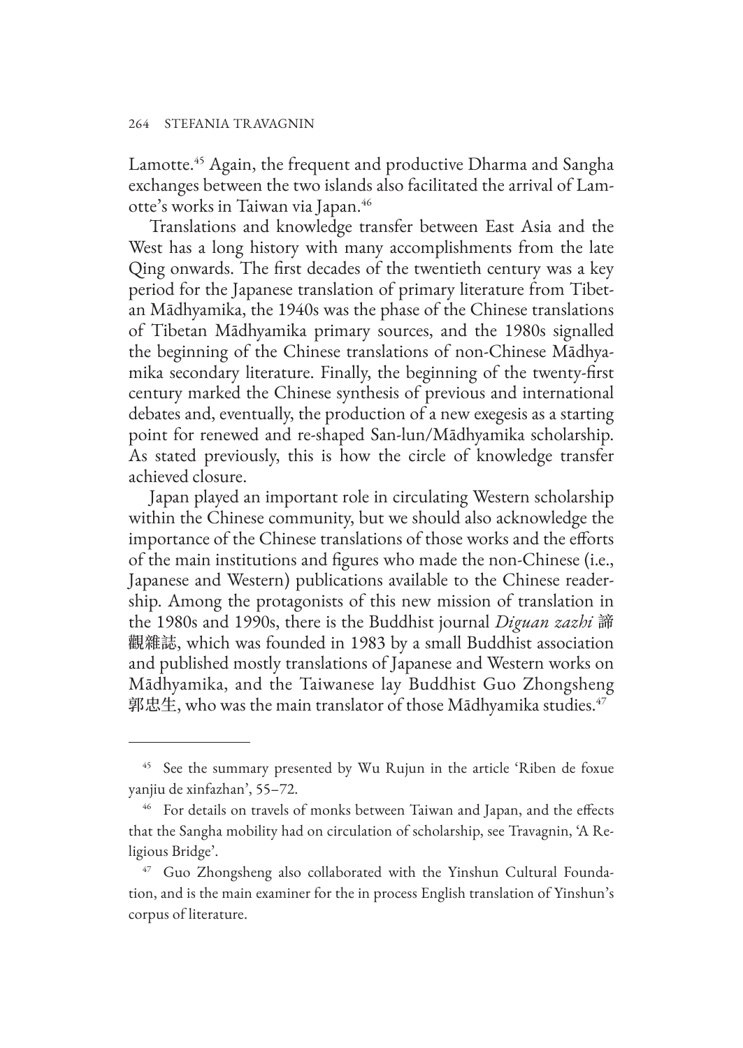Lamotte.[45] Again, the frequent and productive Dharma and Sangha exchanges between the two islands also facilitated the arrival of Lamotte's works in Taiwan via Japan.[46]

Translations and knowledge transfer between East Asia and the West has a long history with many accomplishments from the late Qing onwards. The first decades of the twentieth century was a key period for the Japanese translation of primary literature from Tibetan Mādhyamika, the 1940s was the phase of the Chinese translations of Tibetan Mādhyamika primary sources, and the 1980s signalled the beginning of the Chinese translations of non-Chinese Mādhyamika secondary literature. Finally, the beginning of the twenty-first century marked the Chinese synthesis of previous and international debates and, eventually, the production of a new exegesis as a starting point for renewed and re-shaped San-lun/Mādhyamika scholarship. As stated previously, this is how the circle of knowledge transfer achieved closure.

Japan played an important role in circulating Western scholarship within the Chinese community, but we should also acknowledge the importance of the Chinese translations of those works and the efforts of the main institutions and figures who made the non-Chinese (i.e., Japanese and Western) publications available to the Chinese readership. Among the protagonists of this new mission of translation in the 1980s and 1990s, there is the Buddhist journal *Diguan zazhi* 諦觀雜誌, which was founded in 1983 by a small Buddhist association and published mostly translations of Japanese and Western works on Mādhyamika, and the Taiwanese lay Buddhist Guo Zhongsheng 郭忠生, who was the main translator of those Mādhyamika studies.[47]

---

[45] See the summary presented by Wu Rujun in the article 'Riben de foxue yanjiu de xinfazhan', 55–72.

[46] For details on travels of monks between Taiwan and Japan, and the effects that the Sangha mobility had on circulation of scholarship, see Travagnin, 'A Religious Bridge'.

[47] Guo Zhongsheng also collaborated with the Yinshun Cultural Foundation, and is the main examiner for the in process English translation of Yinshun's corpus of literature.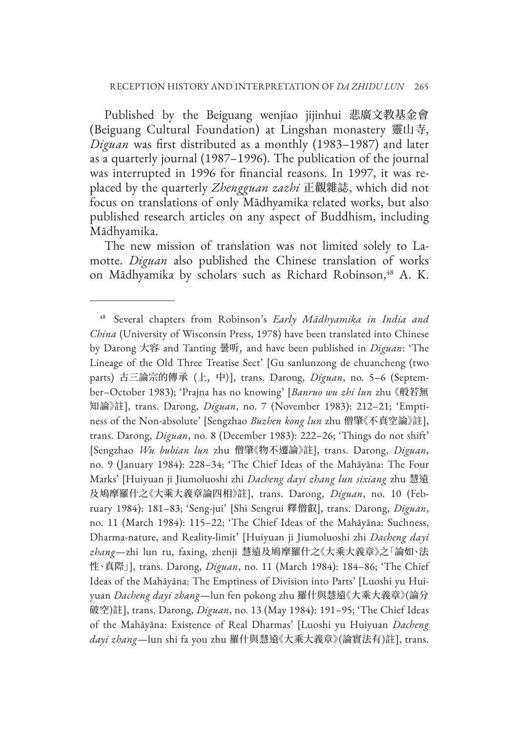Published by the Beiguang wenjiao jijinhui 悲廣文教基金會 (Beiguang Cultural Foundation) at Lingshan monastery 靈山寺, *Diguan* was first distributed as a monthly (1983–1987) and later as a quarterly journal (1987–1996). The publication of the journal was interrupted in 1996 for financial reasons. In 1997, it was replaced by the quarterly *Zhengguan zazhi* 正觀雜誌, which did not focus on translations of only Mādhyamika related works, but also published research articles on any aspect of Buddhism, including Mādhyamika.

The new mission of translation was not limited solely to Lamotte. *Diguan* also published the Chinese translation of works on Mādhyamika by scholars such as Richard Robinson,[48] A. K.

---

[48] Several chapters from Robinson's *Early Mādhyamika in India and China* (University of Wisconsin Press, 1978) have been translated into Chinese by Darong 大容 and Tanting 曇昕, and have been published in *Diguan*: 'The Lineage of the Old Three Treatise Sect' [Gu sanlunzong de chuancheng (two parts) 古三論宗的傳承 (上, 中)], trans. Darong, *Diguan*, no. 5–6 (September–October 1983); 'Prajna has no knowing' [*Banruo wu zhi lun* zhu《般若無知論》註], trans. Darong, *Diguan*, no. 7 (November 1983): 212–21; 'Emptiness of the Non-absolute' [Sengzhao *Buzhen kong lun* zhu 僧肇《不真空論》註], trans. Darong, *Diguan*, no. 8 (December 1983): 222–26; 'Things do not shift' [Sengzhao *Wu bubian lun* zhu 僧肇《物不遷論》註], trans. Darong, *Diguan*, no. 9 (January 1984): 228–34; 'The Chief Ideas of the Mahāyāna: The Four Marks' [Huiyuan ji Jiumoluoshi zhi *Dacheng dayi zhang lun sixiang* zhu 慧遠及鳩摩羅什之《大乘大義章論四相》註], trans. Darong, *Diguan*, no. 10 (February 1984): 181–83; 'Seng-jui' [Shi Sengrui 釋僧叡], trans. Darong, *Diguan*, no. 11 (March 1984): 115–22; 'The Chief Ideas of the Mahāyāna: Suchness, Dharma-nature, and Reality-limit' [Huiyuan ji Jiumoluoshi zhi *Dacheng dayi zhang*—zhi lun ru, faxing, zhenji 慧遠及鳩摩羅什之《大乘大義章》之「論如、法性、真際」], trans. Darong, *Diguan*, no. 11 (March 1984): 184–86; 'The Chief Ideas of the Mahāyāna: The Emptiness of Division into Parts' [Luoshi yu Huiyuan *Dacheng dayi zhang*—lun fen pokong zhu 羅什與慧遠《大乘大義章》(論分破空)註], trans. Darong, *Diguan*, no. 13 (May 1984): 191–95; 'The Chief Ideas of the Mahāyāna: Existence of Real Dharmas' [Luoshi yu Huiyuan *Dacheng dayi zhang*—lun shi fa you zhu 羅什與慧遠《大乘大義章》(論實法有)註], trans.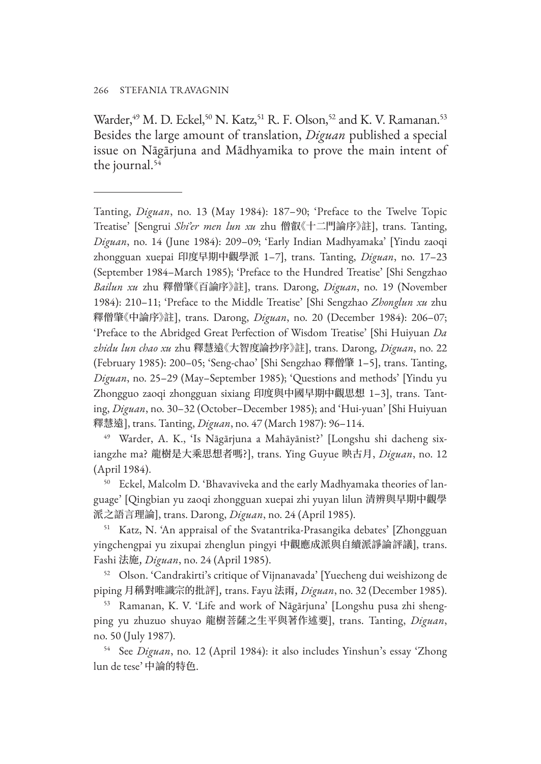Warder,[49] M. D. Eckel,[50] N. Katz,[51] R. F. Olson,[52] and K. V. Ramanan.[53] Besides the large amount of translation, *Diguan* published a special issue on Nāgārjuna and Mādhyamika to prove the main intent of the journal.[54]

---

Tanting, *Diguan*, no. 13 (May 1984): 187–90; 'Preface to the Twelve Topic Treatise' [Sengrui *Shi'er men lun xu* zhu 僧叡《十二門論序》註], trans. Tanting, *Diguan*, no. 14 (June 1984): 209–09; 'Early Indian Madhyamaka' [Yindu zaoqi zhongguan xuepai 印度早期中觀學派 1–7], trans. Tanting, *Diguan*, no. 17–23 (September 1984–March 1985); 'Preface to the Hundred Treatise' [Shi Sengzhao *Bailun xu* zhu 釋僧肇《百論序》註], trans. Darong, *Diguan*, no. 19 (November 1984): 210–11; 'Preface to the Middle Treatise' [Shi Sengzhao *Zhonglun xu* zhu 釋僧肇《中論序》註], trans. Darong, *Diguan*, no. 20 (December 1984): 206–07; 'Preface to the Abridged Great Perfection of Wisdom Treatise' [Shi Huiyuan *Da zhidu lun chao xu* zhu 釋慧遠《大智度論抄序》註], trans. Darong, *Diguan*, no. 22 (February 1985): 200–05; 'Seng-chao' [Shi Sengzhao 釋僧肇 1–5], trans. Tanting, *Diguan*, no. 25–29 (May–September 1985); 'Questions and methods' [Yindu yu Zhongguo zaoqi zhongguan sixiang 印度與中國早期中觀思想 1–3], trans. Tanting, *Diguan*, no. 30–32 (October–December 1985); and 'Hui-yuan' [Shi Huiyuan 釋慧遠], trans. Tanting, *Diguan*, no. 47 (March 1987): 96–114.

[49] Warder, A. K., 'Is Nāgārjuna a Mahāyānist?' [Longshu shi dacheng sixiangzhe ma? 龍樹是大乘思想者嗎?], trans. Ying Guyue 映古月, *Diguan*, no. 12 (April 1984).

[50] Eckel, Malcolm D. 'Bhavaviveka and the early Madhyamaka theories of language' [Qingbian yu zaoqi zhongguan xuepai zhi yuyan lilun 清辨與早期中觀學派之語言理論], trans. Darong, *Diguan*, no. 24 (April 1985).

[51] Katz, N. 'An appraisal of the Svatantrika-Prasangika debates' [Zhongguan yingchengpai yu zixupai zhenglun pingyi 中觀應成派與自續派諍論評議], trans. Fashi 法施, *Diguan*, no. 24 (April 1985).

[52] Olson. 'Candrakirti's critique of Vijnanavada' [Yuecheng dui weishizong de piping 月稱對唯識宗的批評], trans. Fayu 法雨, *Diguan*, no. 32 (December 1985).

[53] Ramanan, K. V. 'Life and work of Nāgārjuna' [Longshu pusa zhi shengping yu zhuzuo shuyao 龍樹菩薩之生平與著作述要], trans. Tanting, *Diguan*, no. 50 (July 1987).

[54] See *Diguan*, no. 12 (April 1984): it also includes Yinshun's essay 'Zhong lun de tese' 中論的特色.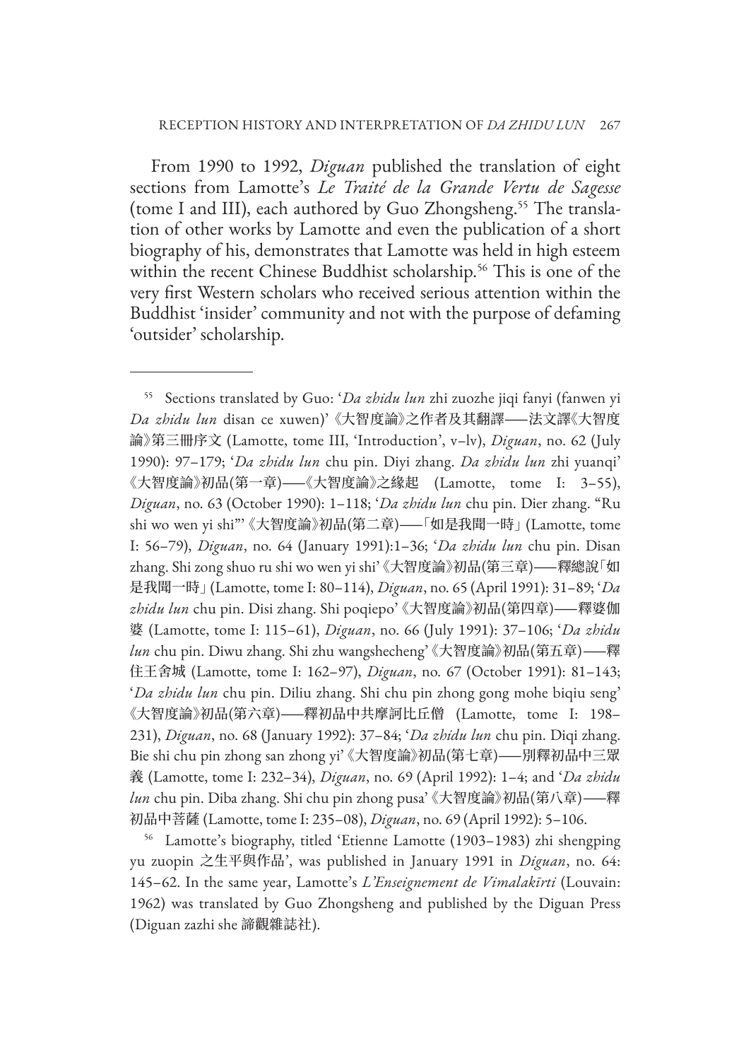From 1990 to 1992, *Diguan* published the translation of eight sections from Lamotte's *Le Traité de la Grande Vertu de Sagesse* (tome I and III), each authored by Guo Zhongsheng.[55] The translation of other works by Lamotte and even the publication of a short biography of his, demonstrates that Lamotte was held in high esteem within the recent Chinese Buddhist scholarship.[56] This is one of the very first Western scholars who received serious attention within the Buddhist 'insider' community and not with the purpose of defaming 'outsider' scholarship.

---

[55] Sections translated by Guo: '*Da zhidu lun* zhi zuozhe jiqi fanyi (fanwen yi *Da zhidu lun* disan ce xuwen)' 《大智度論》之作者及其翻譯——法文譯《大智度論》第三冊序文 (Lamotte, tome III, 'Introduction', v–lv), *Diguan*, no. 62 (July 1990): 97–179; '*Da zhidu lun* chu pin. Diyi zhang. *Da zhidu lun* zhi yuanqi' 《大智度論》初品(第一章)——《大智度論》之緣起 (Lamotte, tome I: 3–55), *Diguan*, no. 63 (October 1990): 1–118; '*Da zhidu lun* chu pin. Dier zhang. "Ru shi wo wen yi shi"' 《大智度論》初品(第二章)——「如是我聞一時」 (Lamotte, tome I: 56–79), *Diguan*, no. 64 (January 1991):1–36; '*Da zhidu lun* chu pin. Disan zhang. Shi zong shuo ru shi wo wen yi shi' 《大智度論》初品(第三章)——釋總說「如是我聞一時」 (Lamotte, tome I: 80–114), *Diguan*, no. 65 (April 1991): 31–89; '*Da zhidu lun* chu pin. Disi zhang. Shi poqiepo' 《大智度論》初品(第四章)——釋婆伽婆 (Lamotte, tome I: 115–61), *Diguan*, no. 66 (July 1991): 37–106; '*Da zhidu lun* chu pin. Diwu zhang. Shi zhu wangshecheng' 《大智度論》初品(第五章)——釋住王舍城 (Lamotte, tome I: 162–97), *Diguan*, no. 67 (October 1991): 81–143; '*Da zhidu lun* chu pin. Diliu zhang. Shi chu pin zhong gong mohe biqiu seng' 《大智度論》初品(第六章)——釋初品中共摩訶比丘僧 (Lamotte, tome I: 198–231), *Diguan*, no. 68 (January 1992): 37–84; '*Da zhidu lun* chu pin. Diqi zhang. Bie shi chu pin zhong san zhong yi' 《大智度論》初品(第七章)——別釋初品中三眾義 (Lamotte, tome I: 232–34), *Diguan*, no. 69 (April 1992): 1–4; and '*Da zhidu lun* chu pin. Diba zhang. Shi chu pin zhong pusa' 《大智度論》初品(第八章)——釋初品中菩薩 (Lamotte, tome I: 235–08), *Diguan*, no. 69 (April 1992): 5–106.

[56] Lamotte's biography, titled 'Etienne Lamotte (1903–1983) zhi shengping yu zuopin 之生平與作品', was published in January 1991 in *Diguan*, no. 64: 145–62. In the same year, Lamotte's *L'Enseignement de Vimalakīrti* (Louvain: 1962) was translated by Guo Zhongsheng and published by the Diguan Press (Diguan zazhi she 諦觀雜誌社).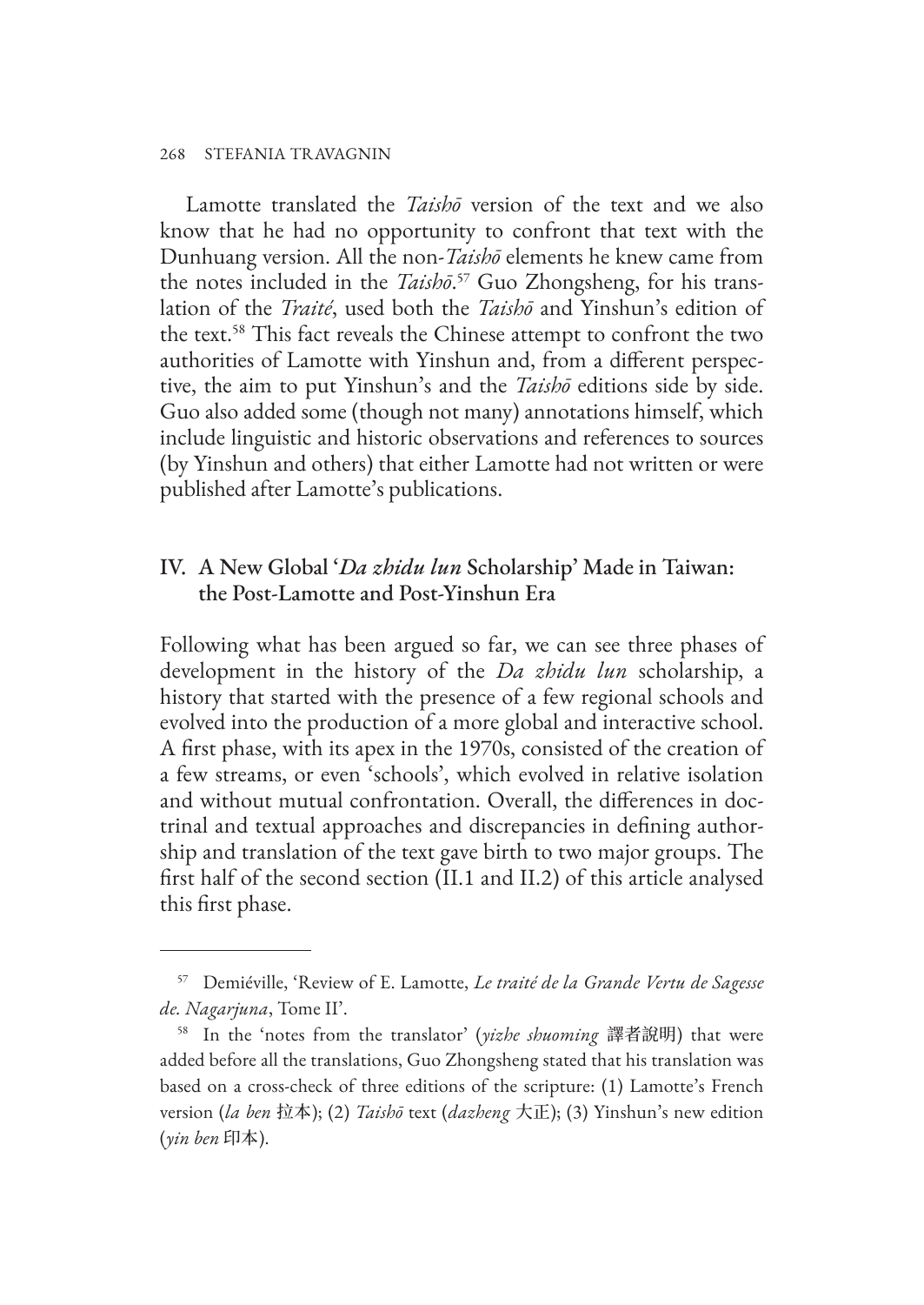Lamotte translated the *Taishō* version of the text and we also know that he had no opportunity to confront that text with the Dunhuang version. All the non-*Taishō* elements he knew came from the notes included in the *Taishō*.[57] Guo Zhongsheng, for his translation of the *Traité*, used both the *Taishō* and Yinshun's edition of the text.[58] This fact reveals the Chinese attempt to confront the two authorities of Lamotte with Yinshun and, from a different perspective, the aim to put Yinshun's and the *Taishō* editions side by side. Guo also added some (though not many) annotations himself, which include linguistic and historic observations and references to sources (by Yinshun and others) that either Lamotte had not written or were published after Lamotte's publications.

## IV. A New Global '*Da zhidu lun* Scholarship' Made in Taiwan: the Post-Lamotte and Post-Yinshun Era

Following what has been argued so far, we can see three phases of development in the history of the *Da zhidu lun* scholarship, a history that started with the presence of a few regional schools and evolved into the production of a more global and interactive school. A first phase, with its apex in the 1970s, consisted of the creation of a few streams, or even 'schools', which evolved in relative isolation and without mutual confrontation. Overall, the differences in doctrinal and textual approaches and discrepancies in defining authorship and translation of the text gave birth to two major groups. The first half of the second section (II.1 and II.2) of this article analysed this first phase.

---

[57] Demiéville, 'Review of E. Lamotte, *Le traité de la Grande Vertu de Sagesse de. Nagarjuna*, Tome II'.

[58] In the 'notes from the translator' (*yizhe shuoming* 譯者說明) that were added before all the translations, Guo Zhongsheng stated that his translation was based on a cross-check of three editions of the scripture: (1) Lamotte's French version (*la ben* 拉本); (2) *Taishō* text (*dazheng* 大正); (3) Yinshun's new edition (*yin ben* 印本).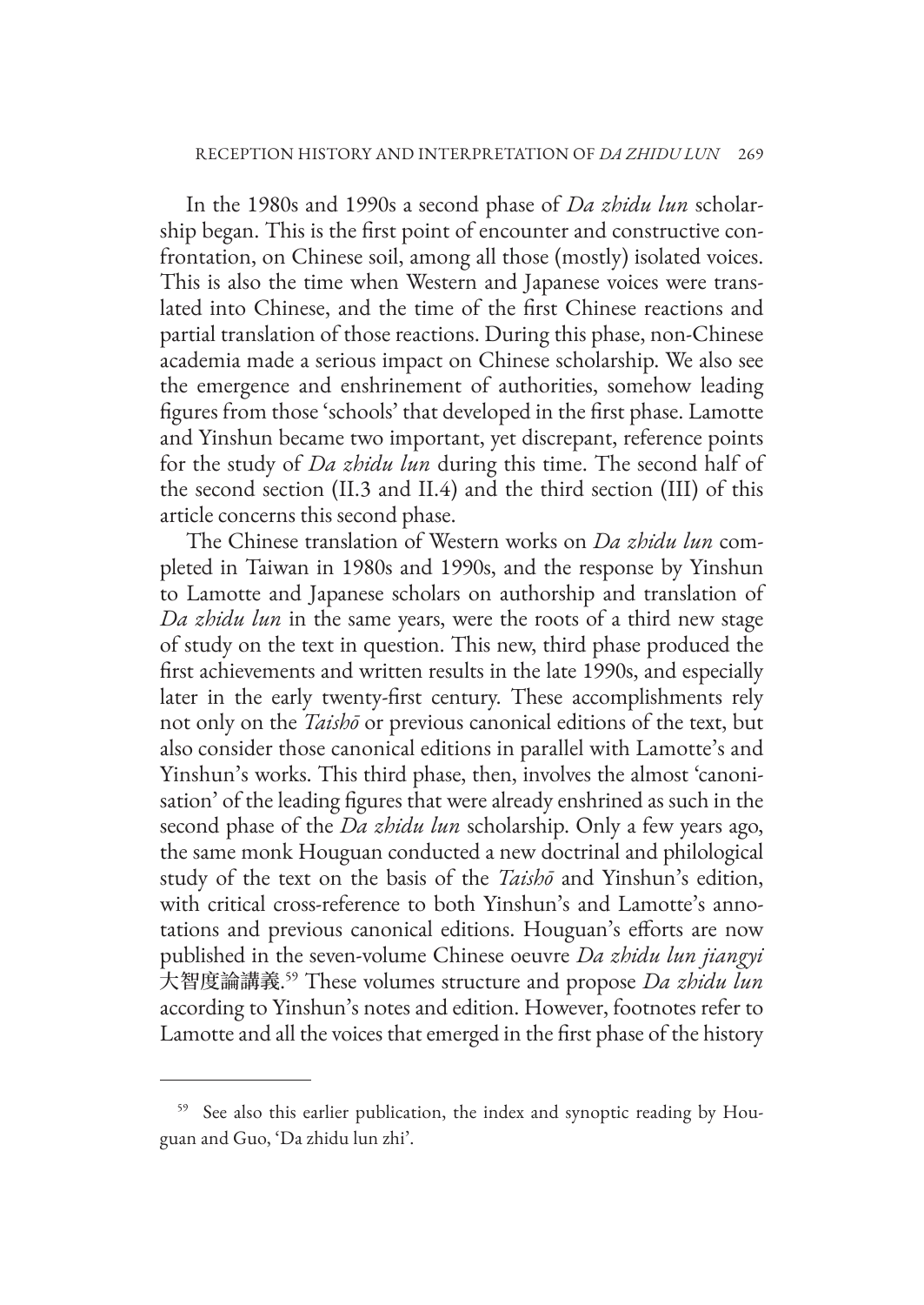In the 1980s and 1990s a second phase of *Da zhidu lun* scholarship began. This is the first point of encounter and constructive confrontation, on Chinese soil, among all those (mostly) isolated voices. This is also the time when Western and Japanese voices were translated into Chinese, and the time of the first Chinese reactions and partial translation of those reactions. During this phase, non-Chinese academia made a serious impact on Chinese scholarship. We also see the emergence and enshrinement of authorities, somehow leading figures from those 'schools' that developed in the first phase. Lamotte and Yinshun became two important, yet discrepant, reference points for the study of *Da zhidu lun* during this time. The second half of the second section (II.3 and II.4) and the third section (III) of this article concerns this second phase.

The Chinese translation of Western works on *Da zhidu lun* completed in Taiwan in 1980s and 1990s, and the response by Yinshun to Lamotte and Japanese scholars on authorship and translation of *Da zhidu lun* in the same years, were the roots of a third new stage of study on the text in question. This new, third phase produced the first achievements and written results in the late 1990s, and especially later in the early twenty-first century. These accomplishments rely not only on the *Taishō* or previous canonical editions of the text, but also consider those canonical editions in parallel with Lamotte's and Yinshun's works. This third phase, then, involves the almost 'canonisation' of the leading figures that were already enshrined as such in the second phase of the *Da zhidu lun* scholarship. Only a few years ago, the same monk Houguan conducted a new doctrinal and philological study of the text on the basis of the *Taishō* and Yinshun's edition, with critical cross-reference to both Yinshun's and Lamotte's annotations and previous canonical editions. Houguan's efforts are now published in the seven-volume Chinese oeuvre *Da zhidu lun jiangyi* 大智度論講義.[59] These volumes structure and propose *Da zhidu lun* according to Yinshun's notes and edition. However, footnotes refer to Lamotte and all the voices that emerged in the first phase of the history

---

[59] See also this earlier publication, the index and synoptic reading by Houguan and Guo, 'Da zhidu lun zhi'.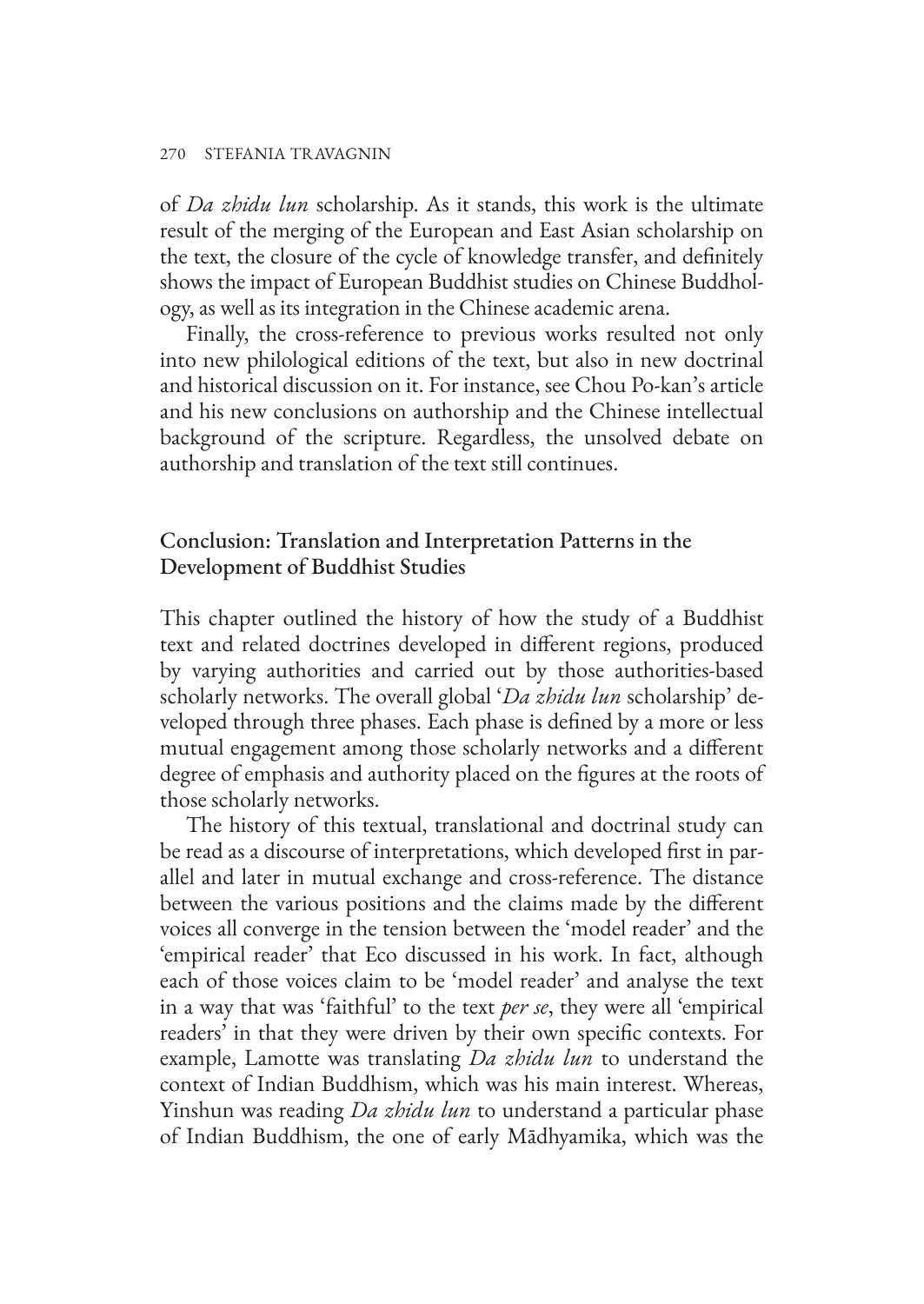of *Da zhidu lun* scholarship. As it stands, this work is the ultimate result of the merging of the European and East Asian scholarship on the text, the closure of the cycle of knowledge transfer, and definitely shows the impact of European Buddhist studies on Chinese Buddhology, as well as its integration in the Chinese academic arena.

Finally, the cross-reference to previous works resulted not only into new philological editions of the text, but also in new doctrinal and historical discussion on it. For instance, see Chou Po-kan's article and his new conclusions on authorship and the Chinese intellectual background of the scripture. Regardless, the unsolved debate on authorship and translation of the text still continues.

## Conclusion: Translation and Interpretation Patterns in the Development of Buddhist Studies

This chapter outlined the history of how the study of a Buddhist text and related doctrines developed in different regions, produced by varying authorities and carried out by those authorities-based scholarly networks. The overall global '*Da zhidu lun* scholarship' developed through three phases. Each phase is defined by a more or less mutual engagement among those scholarly networks and a different degree of emphasis and authority placed on the figures at the roots of those scholarly networks.

The history of this textual, translational and doctrinal study can be read as a discourse of interpretations, which developed first in parallel and later in mutual exchange and cross-reference. The distance between the various positions and the claims made by the different voices all converge in the tension between the 'model reader' and the 'empirical reader' that Eco discussed in his work. In fact, although each of those voices claim to be 'model reader' and analyse the text in a way that was 'faithful' to the text *per se*, they were all 'empirical readers' in that they were driven by their own specific contexts. For example, Lamotte was translating *Da zhidu lun* to understand the context of Indian Buddhism, which was his main interest. Whereas, Yinshun was reading *Da zhidu lun* to understand a particular phase of Indian Buddhism, the one of early Mādhyamika, which was the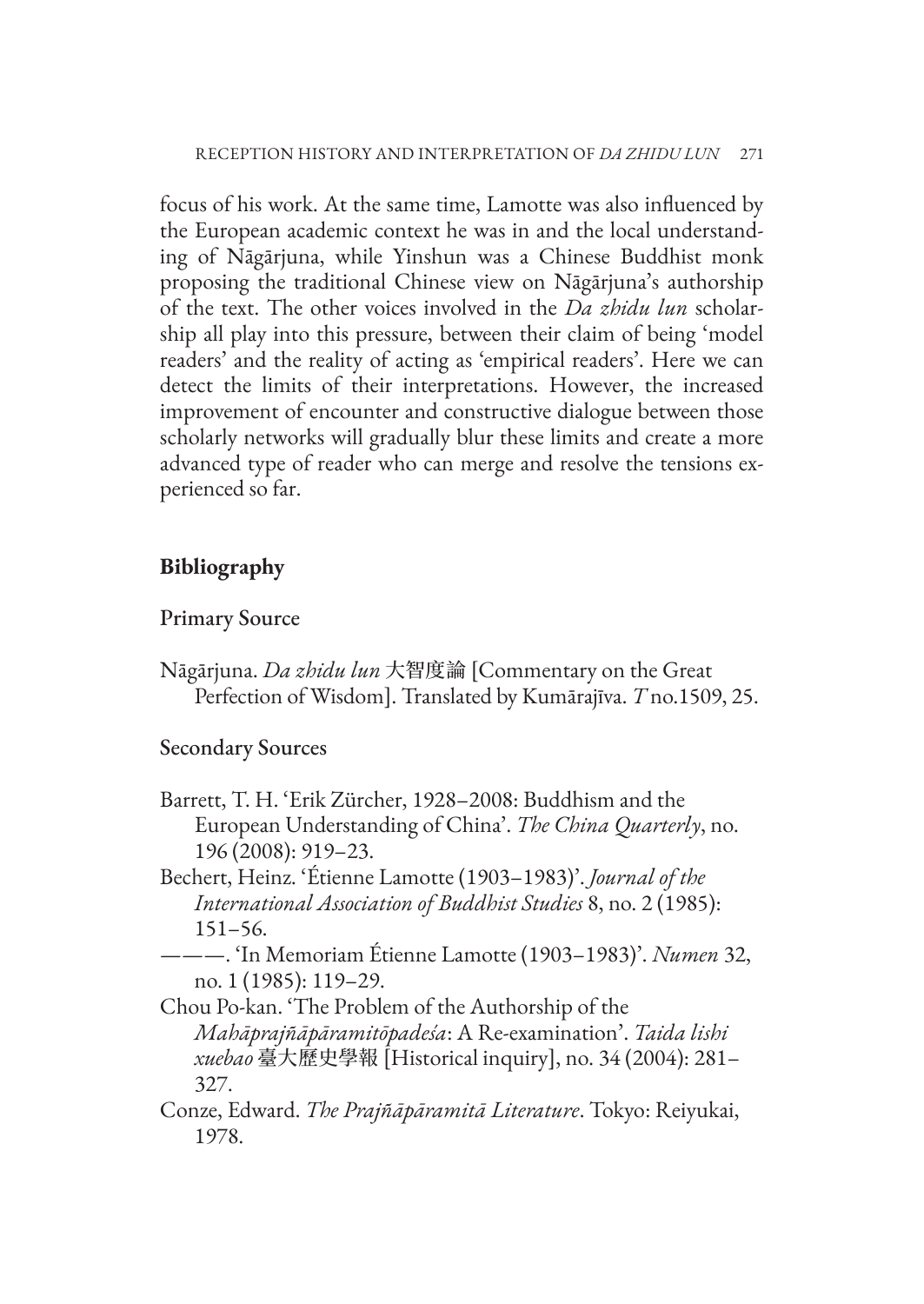focus of his work. At the same time, Lamotte was also influenced by the European academic context he was in and the local understanding of Nāgārjuna, while Yinshun was a Chinese Buddhist monk proposing the traditional Chinese view on Nāgārjuna's authorship of the text. The other voices involved in the *Da zhidu lun* scholarship all play into this pressure, between their claim of being 'model readers' and the reality of acting as 'empirical readers'. Here we can detect the limits of their interpretations. However, the increased improvement of encounter and constructive dialogue between those scholarly networks will gradually blur these limits and create a more advanced type of reader who can merge and resolve the tensions experienced so far.

## Bibliography

### Primary Source

Nāgārjuna. *Da zhidu lun* 大智度論 [Commentary on the Great Perfection of Wisdom]. Translated by Kumārajīva. *T* no.1509, 25.

### Secondary Sources

Barrett, T. H. 'Erik Zürcher, 1928–2008: Buddhism and the European Understanding of China'. *The China Quarterly*, no. 196 (2008): 919–23.

Bechert, Heinz. 'Étienne Lamotte (1903–1983)'. *Journal of the International Association of Buddhist Studies* 8, no. 2 (1985): 151–56.

———. 'In Memoriam Étienne Lamotte (1903–1983)'. *Numen* 32, no. 1 (1985): 119–29.

Chou Po-kan. 'The Problem of the Authorship of the *Mahāprajñāpāramitōpadeśa*: A Re-examination'. *Taida lishi xuebao* 臺大歷史學報 [Historical inquiry], no. 34 (2004): 281–327.

Conze, Edward. *The Prajñāpāramitā Literature*. Tokyo: Reiyukai, 1978.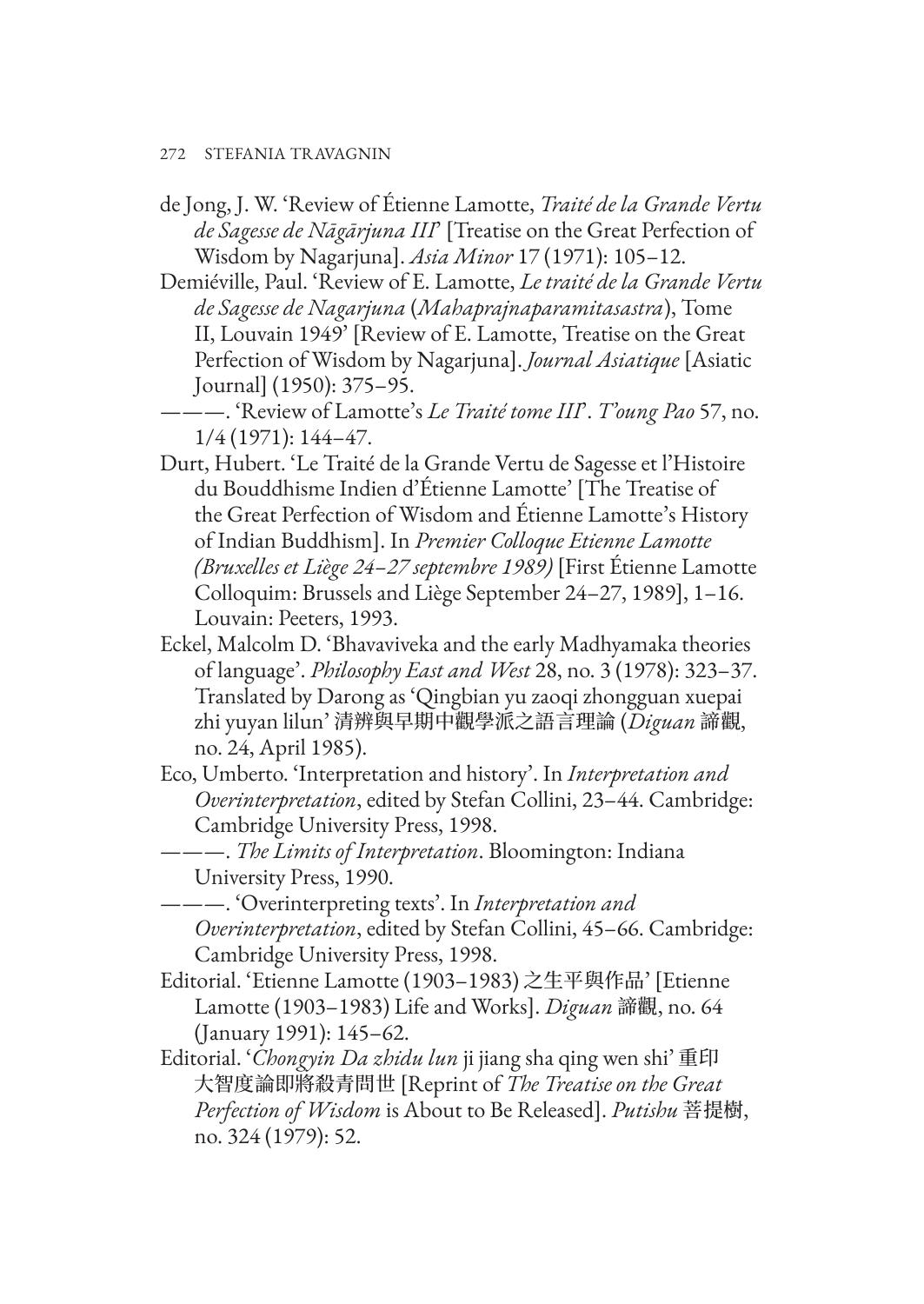de Jong, J. W. 'Review of Étienne Lamotte, *Traité de la Grande Vertu de Sagesse de Nāgārjuna III*' [Treatise on the Great Perfection of Wisdom by Nagarjuna]. *Asia Minor* 17 (1971): 105–12.

Demiéville, Paul. 'Review of E. Lamotte, *Le traité de la Grande Vertu de Sagesse de Nagarjuna* (*Mahaprajnaparamitasastra*), Tome II, Louvain 1949' [Review of E. Lamotte, Treatise on the Great Perfection of Wisdom by Nagarjuna]. *Journal Asiatique* [Asiatic Journal] (1950): 375–95.

———. 'Review of Lamotte's *Le Traité tome III*'. *T'oung Pao* 57, no. 1/4 (1971): 144–47.

Durt, Hubert. 'Le Traité de la Grande Vertu de Sagesse et l'Histoire du Bouddhisme Indien d'Étienne Lamotte' [The Treatise of the Great Perfection of Wisdom and Étienne Lamotte's History of Indian Buddhism]. In *Premier Colloque Etienne Lamotte (Bruxelles et Liège 24–27 septembre 1989)* [First Étienne Lamotte Colloquim: Brussels and Liège September 24–27, 1989], 1–16. Louvain: Peeters, 1993.

Eckel, Malcolm D. 'Bhavaviveka and the early Madhyamaka theories of language'. *Philosophy East and West* 28, no. 3 (1978): 323–37. Translated by Darong as 'Qingbian yu zaoqi zhongguan xuepai zhi yuyan lilun' 清辨與早期中觀學派之語言理論 (*Diguan* 諦觀, no. 24, April 1985).

Eco, Umberto. 'Interpretation and history'. In *Interpretation and Overinterpretation*, edited by Stefan Collini, 23–44. Cambridge: Cambridge University Press, 1998.

———. *The Limits of Interpretation*. Bloomington: Indiana University Press, 1990.

———. 'Overinterpreting texts'. In *Interpretation and Overinterpretation*, edited by Stefan Collini, 45–66. Cambridge: Cambridge University Press, 1998.

Editorial. 'Etienne Lamotte (1903–1983) 之生平與作品' [Etienne Lamotte (1903–1983) Life and Works]. *Diguan* 諦觀, no. 64 (January 1991): 145–62.

Editorial. '*Chongyin Da zhidu lun* ji jiang sha qing wen shi' 重印大智度論即將殺青問世 [Reprint of *The Treatise on the Great Perfection of Wisdom* is About to Be Released]. *Putishu* 菩提樹, no. 324 (1979): 52.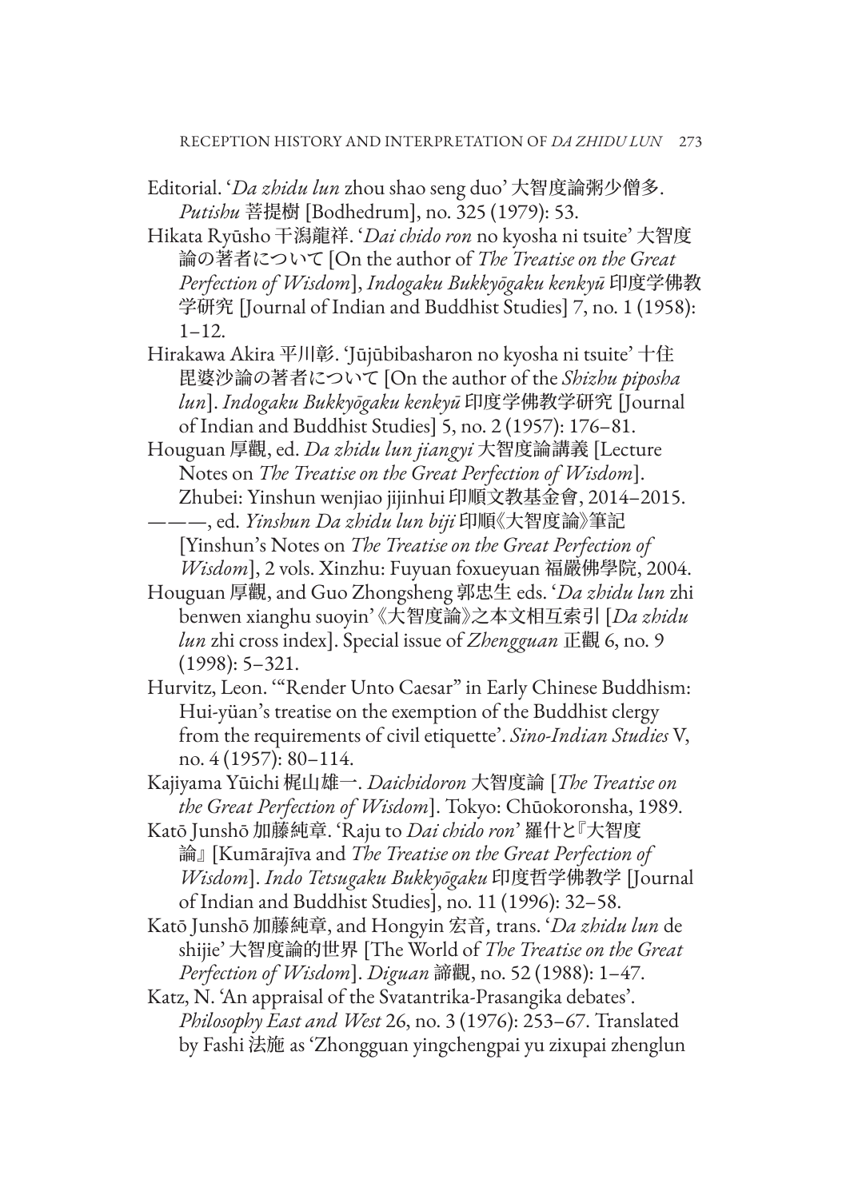Editorial. '*Da zhidu lun* zhou shao seng duo' 大智度論粥少僧多. *Putishu* 菩提樹 [Bodhedrum], no. 325 (1979): 53.

Hikata Ryūsho 干潟龍祥. '*Dai chido ron* no kyosha ni tsuite' 大智度論の著者について [On the author of *The Treatise on the Great Perfection of Wisdom*], *Indogaku Bukkyōgaku kenkyū* 印度学佛教学研究 [Journal of Indian and Buddhist Studies] 7, no. 1 (1958): 1–12.

Hirakawa Akira 平川彰. 'Jūjūbibasharon no kyosha ni tsuite' 十住毘婆沙論の著者について [On the author of the *Shizhu piposha lun*]. *Indogaku Bukkyōgaku kenkyū* 印度学佛教学研究 [Journal of Indian and Buddhist Studies] 5, no. 2 (1957): 176–81.

Houguan 厚觀, ed. *Da zhidu lun jiangyi* 大智度論講義 [Lecture Notes on *The Treatise on the Great Perfection of Wisdom*]. Zhubei: Yinshun wenjiao jijinhui 印順文教基金會, 2014–2015.

———, ed. *Yinshun Da zhidu lun biji* 印順《大智度論》筆記 [Yinshun's Notes on *The Treatise on the Great Perfection of Wisdom*], 2 vols. Xinzhu: Fuyuan foxueyuan 福嚴佛學院, 2004.

Houguan 厚觀, and Guo Zhongsheng 郭忠生 eds. '*Da zhidu lun* zhi benwen xianghu suoyin'《大智度論》之本文相互索引 [*Da zhidu lun* zhi cross index]. Special issue of *Zhengguan* 正觀 6, no. 9 (1998): 5–321.

Hurvitz, Leon. '"Render Unto Caesar" in Early Chinese Buddhism: Hui-yüan's treatise on the exemption of the Buddhist clergy from the requirements of civil etiquette'. *Sino-Indian Studies* V, no. 4 (1957): 80–114.

Kajiyama Yūichi 梶山雄一. *Daichidoron* 大智度論 [*The Treatise on the Great Perfection of Wisdom*]. Tokyo: Chūokoronsha, 1989.

Katō Junshō 加藤純章. 'Raju to *Dai chido ron*' 羅什と『大智度論』[Kumārajīva and *The Treatise on the Great Perfection of Wisdom*]. *Indo Tetsugaku Bukkyōgaku* 印度哲学佛教学 [Journal of Indian and Buddhist Studies], no. 11 (1996): 32–58.

Katō Junshō 加藤純章, and Hongyin 宏音, trans. '*Da zhidu lun* de shijie' 大智度論的世界 [The World of *The Treatise on the Great Perfection of Wisdom*]. *Diguan* 諦觀, no. 52 (1988): 1–47.

Katz, N. 'An appraisal of the Svatantrika-Prasangika debates'. *Philosophy East and West* 26, no. 3 (1976): 253–67. Translated by Fashi 法施 as 'Zhongguan yingchengpai yu zixupai zhenglun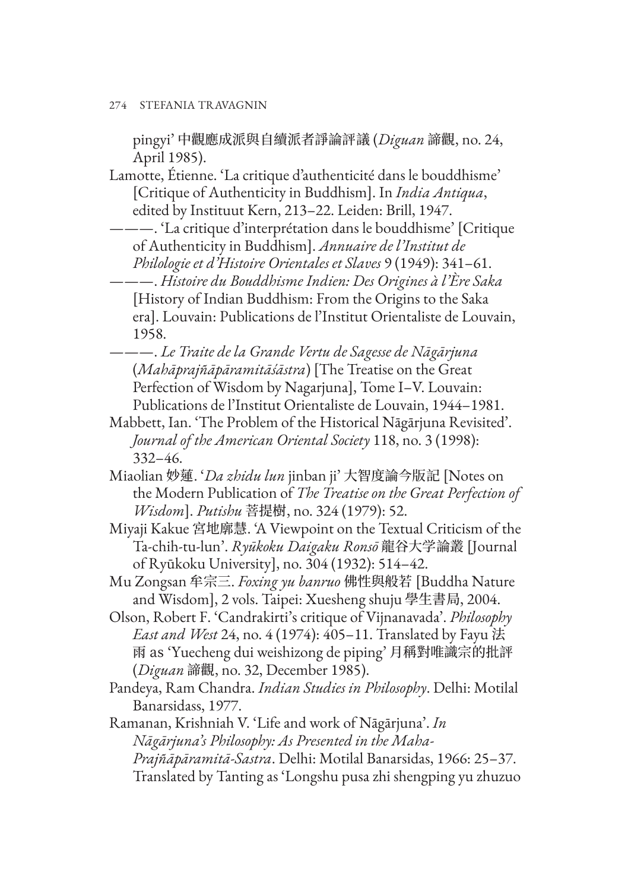pingyi' 中觀應成派與自續派者諍論評議 (*Diguan* 諦觀, no. 24, April 1985).

Lamotte, Étienne. 'La critique d'authenticité dans le bouddhisme' [Critique of Authenticity in Buddhism]. In *India Antiqua*, edited by Instituut Kern, 213–22. Leiden: Brill, 1947.

———. 'La critique d'interprétation dans le bouddhisme' [Critique of Authenticity in Buddhism]. *Annuaire de l'Institut de Philologie et d'Histoire Orientales et Slaves* 9 (1949): 341–61.

———. *Histoire du Bouddhisme Indien: Des Origines à l'Ère Saka* [History of Indian Buddhism: From the Origins to the Saka era]. Louvain: Publications de l'Institut Orientaliste de Louvain, 1958.

———. *Le Traite de la Grande Vertu de Sagesse de Nāgārjuna* (*Mahāprajñāpāramitāśāstra*) [The Treatise on the Great Perfection of Wisdom by Nagarjuna], Tome I–V. Louvain: Publications de l'Institut Orientaliste de Louvain, 1944–1981.

Mabbett, Ian. 'The Problem of the Historical Nāgārjuna Revisited'. *Journal of the American Oriental Society* 118, no. 3 (1998): 332–46.

Miaolian 妙蓮. '*Da zhidu lun* jinban ji' 大智度論今版記 [Notes on the Modern Publication of *The Treatise on the Great Perfection of Wisdom*]. *Putishu* 菩提樹, no. 324 (1979): 52.

Miyaji Kakue 宮地廓慧. 'A Viewpoint on the Textual Criticism of the Ta-chih-tu-lun'. *Ryūkoku Daigaku Ronsō* 龍谷大学論叢 [Journal of Ryūkoku University], no. 304 (1932): 514–42.

Mu Zongsan 牟宗三. *Foxing yu banruo* 佛性與般若 [Buddha Nature and Wisdom], 2 vols. Taipei: Xuesheng shuju 學生書局, 2004.

Olson, Robert F. 'Candrakirti's critique of Vijnanavada'. *Philosophy East and West* 24, no. 4 (1974): 405–11. Translated by Fayu 法雨 as 'Yuecheng dui weishizong de piping' 月稱對唯識宗的批評 (*Diguan* 諦觀, no. 32, December 1985).

Pandeya, Ram Chandra. *Indian Studies in Philosophy*. Delhi: Motilal Banarsidass, 1977.

Ramanan, Krishniah V. 'Life and work of Nāgārjuna'. *In Nāgārjuna's Philosophy: As Presented in the Maha-Prajñāpāramitā-Sastra*. Delhi: Motilal Banarsidas, 1966: 25–37. Translated by Tanting as 'Longshu pusa zhi shengping yu zhuzuo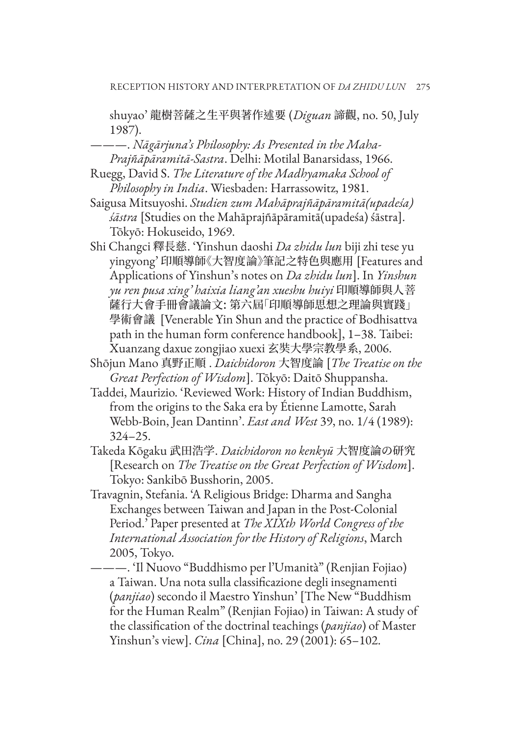shuyao' 龍樹菩薩之生平與著作述要 (*Diguan* 諦觀, no. 50, July 1987).

———. *Nāgārjuna's Philosophy: As Presented in the Maha-Prajñāpāramitā-Sastra*. Delhi: Motilal Banarsidass, 1966.

Ruegg, David S. *The Literature of the Madhyamaka School of Philosophy in India*. Wiesbaden: Harrassowitz, 1981.

Saigusa Mitsuyoshi. *Studien zum Mahāprajñāpāramitā(upadeśa) śāstra* [Studies on the Mahāprajñāpāramitā(upadeśa) śāstra]. Tōkyō: Hokuseido, 1969.

Shi Changci 釋長慈. 'Yinshun daoshi *Da zhidu lun* biji zhi tese yu yingyong' 印順導師《大智度論》筆記之特色與應用 [Features and Applications of Yinshun's notes on *Da zhidu lun*]. In *Yinshun yu ren pusa xing' haixia liang'an xueshu huiyi* 印順導師與人菩薩行大會手冊會議論文: 第六屆「印順導師思想之理論與實踐」學術會議 [Venerable Yin Shun and the practice of Bodhisattva path in the human form conference handbook], 1–38. Taibei: Xuanzang daxue zongjiao xuexi 玄奘大學宗教學系, 2006.

Shōjun Mano 真野正順 . *Daichidoron* 大智度論 [*The Treatise on the Great Perfection of Wisdom*]. Tōkyō: Daitō Shuppansha.

Taddei, Maurizio. 'Reviewed Work: History of Indian Buddhism, from the origins to the Saka era by Étienne Lamotte, Sarah Webb-Boin, Jean Dantinn'. *East and West* 39, no. 1/4 (1989): 324–25.

Takeda Kōgaku 武田浩学. *Daichidoron no kenkyū* 大智度論の研究 [Research on *The Treatise on the Great Perfection of Wisdom*]. Tokyo: Sankibō Busshorin, 2005.

Travagnin, Stefania. 'A Religious Bridge: Dharma and Sangha Exchanges between Taiwan and Japan in the Post-Colonial Period.' Paper presented at *The XIXth World Congress of the International Association for the History of Religions*, March 2005, Tokyo.

———. 'Il Nuovo "Buddhismo per l'Umanità" (Renjian Fojiao) a Taiwan. Una nota sulla classificazione degli insegnamenti (*panjiao*) secondo il Maestro Yinshun' [The New "Buddhism for the Human Realm" (Renjian Fojiao) in Taiwan: A study of the classification of the doctrinal teachings (*panjiao*) of Master Yinshun's view]. *Cina* [China], no. 29 (2001): 65–102.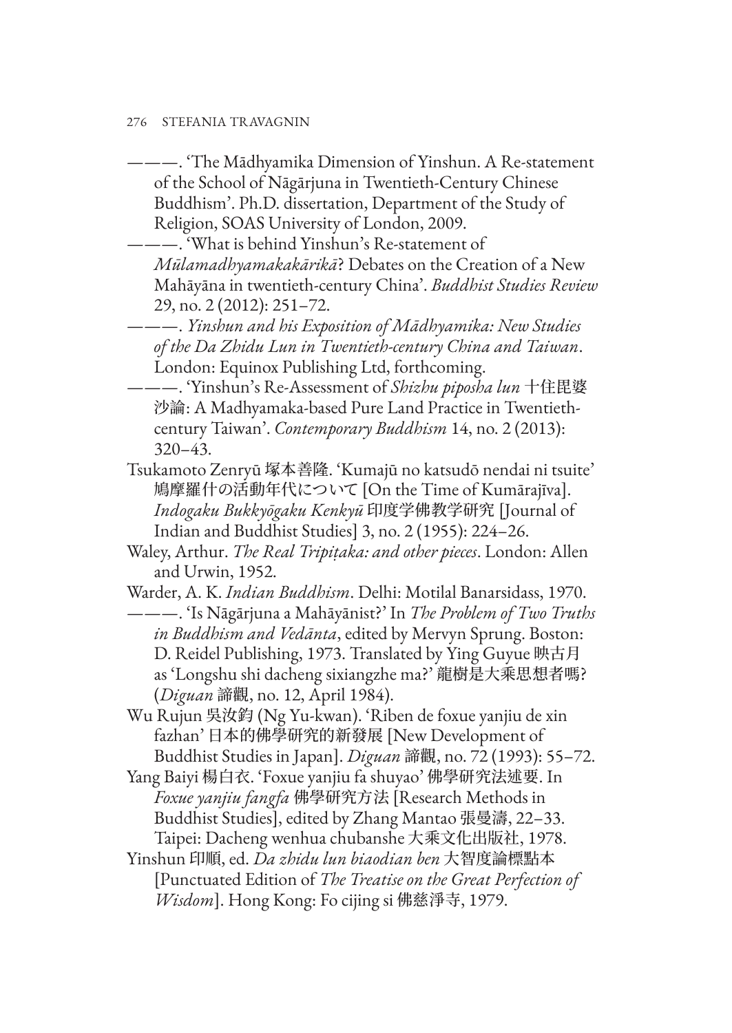———. 'The Mādhyamika Dimension of Yinshun. A Re-statement of the School of Nāgārjuna in Twentieth-Century Chinese Buddhism'. Ph.D. dissertation, Department of the Study of Religion, SOAS University of London, 2009.

———. 'What is behind Yinshun's Re-statement of *Mūlamadhyamakakārikā*? Debates on the Creation of a New Mahāyāna in twentieth-century China'. *Buddhist Studies Review* 29, no. 2 (2012): 251–72.

———. *Yinshun and his Exposition of Mādhyamika: New Studies of the Da Zhidu Lun in Twentieth-century China and Taiwan*. London: Equinox Publishing Ltd, forthcoming.

———. 'Yinshun's Re-Assessment of *Shizhu piposha lun* 十住毘婆沙論: A Madhyamaka-based Pure Land Practice in Twentieth-century Taiwan'. *Contemporary Buddhism* 14, no. 2 (2013): 320–43.

Tsukamoto Zenryū 塚本善隆. 'Kumajū no katsudō nendai ni tsuite' 鳩摩羅什の活動年代について [On the Time of Kumārajīva]. *Indogaku Bukkyōgaku Kenkyū* 印度学佛教学研究 [Journal of Indian and Buddhist Studies] 3, no. 2 (1955): 224–26.

Waley, Arthur. *The Real Tripiṭaka: and other pieces*. London: Allen and Urwin, 1952.

Warder, A. K. *Indian Buddhism*. Delhi: Motilal Banarsidass, 1970.

———. 'Is Nāgārjuna a Mahāyānist?' In *The Problem of Two Truths in Buddhism and Vedānta*, edited by Mervyn Sprung. Boston: D. Reidel Publishing, 1973. Translated by Ying Guyue 映古月 as 'Longshu shi dacheng sixiangzhe ma?' 龍樹是大乘思想者嗎? (*Diguan* 諦觀, no. 12, April 1984).

Wu Rujun 吳汝鈞 (Ng Yu-kwan). 'Riben de foxue yanjiu de xin fazhan' 日本的佛學研究的新發展 [New Development of Buddhist Studies in Japan]. *Diguan* 諦觀, no. 72 (1993): 55–72.

Yang Baiyi 楊白衣. 'Foxue yanjiu fa shuyao' 佛學研究法述要. In *Foxue yanjiu fangfa* 佛學研究方法 [Research Methods in Buddhist Studies], edited by Zhang Mantao 張曼濤, 22–33. Taipei: Dacheng wenhua chubanshe 大乘文化出版社, 1978.

Yinshun 印順, ed. *Da zhidu lun biaodian ben* 大智度論標點本 [Punctuated Edition of *The Treatise on the Great Perfection of Wisdom*]. Hong Kong: Fo cijing si 佛慈淨寺, 1979.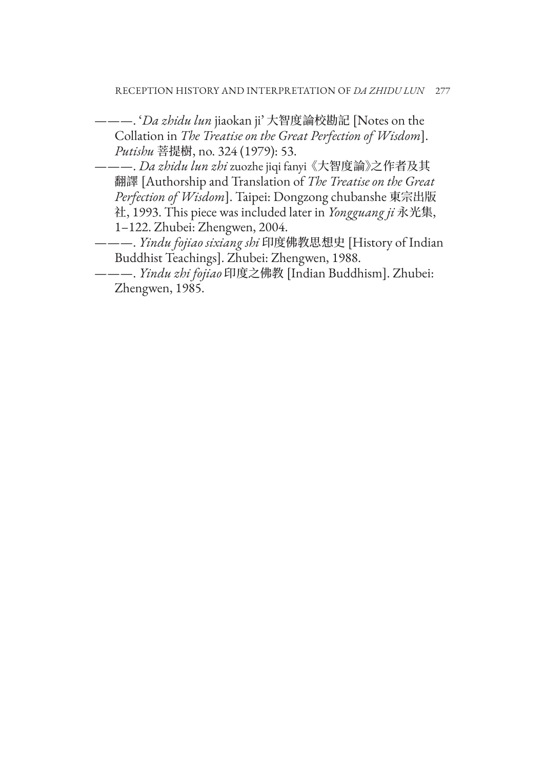———. '*Da zhidu lun* jiaokan ji' 大智度論校勘記 [Notes on the Collation in *The Treatise on the Great Perfection of Wisdom*]. *Putishu* 菩提樹, no. 324 (1979): 53.

———. *Da zhidu lun zhi* zuozhe jiqi fanyi《大智度論》之作者及其翻譯 [Authorship and Translation of *The Treatise on the Great Perfection of Wisdom*]. Taipei: Dongzong chubanshe 東宗出版社, 1993. This piece was included later in *Yongguang ji* 永光集, 1–122. Zhubei: Zhengwen, 2004.

———. *Yindu fojiao sixiang shi* 印度佛教思想史 [History of Indian Buddhist Teachings]. Zhubei: Zhengwen, 1988.

———. *Yindu zhi fojiao* 印度之佛教 [Indian Buddhism]. Zhubei: Zhengwen, 1985.